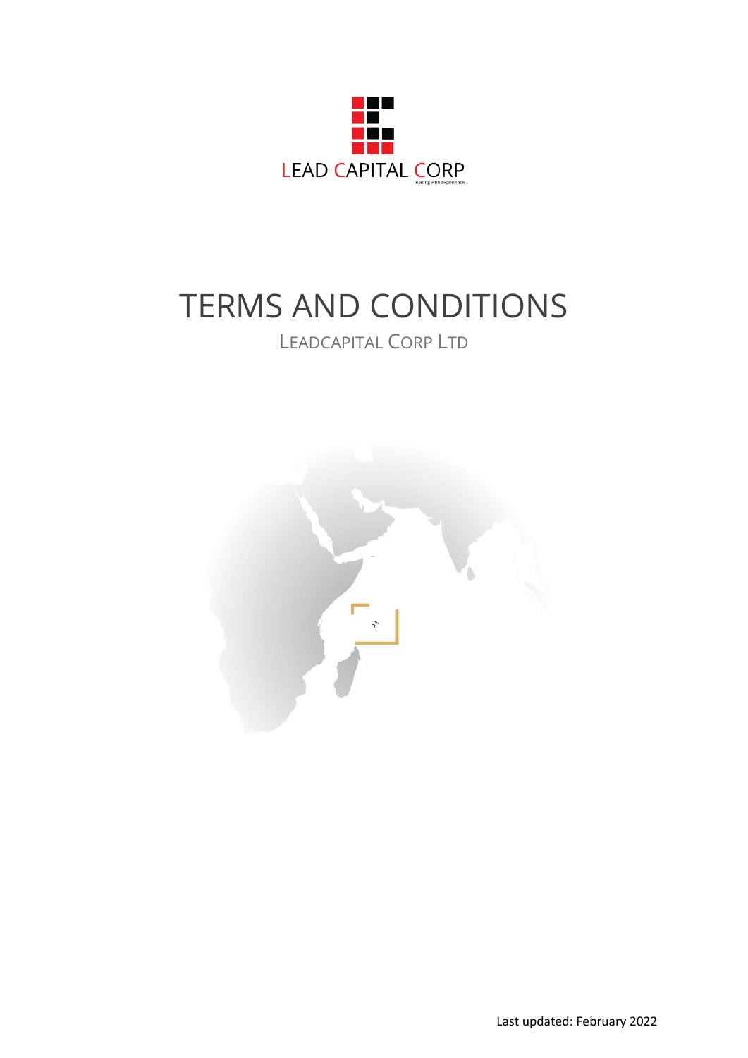LEAD CAPITAL CORP

leading with experience

# TERMS AND CONDITIONS

LEADCAPITAL CORP LTD

Last updated: February 2022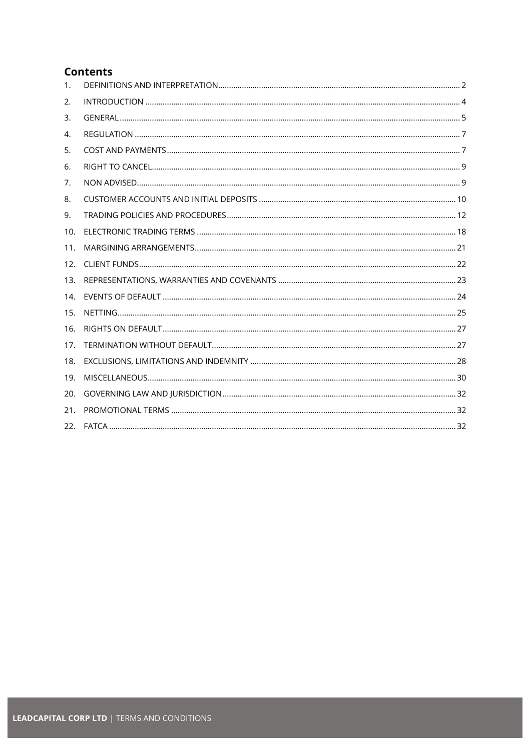## Contents

1. DEFINITIONS AND INTERPRETATION ..... 2
2. INTRODUCTION ..... 4
3. GENERAL ..... 5
4. REGULATION ..... 7
5. COST AND PAYMENTS ..... 7
6. RIGHT TO CANCEL ..... 9
7. NON ADVISED ..... 9
8. CUSTOMER ACCOUNTS AND INITIAL DEPOSITS ..... 10
9. TRADING POLICIES AND PROCEDURES ..... 12
10. ELECTRONIC TRADING TERMS ..... 18
11. MARGINING ARRANGEMENTS ..... 21
12. CLIENT FUNDS ..... 22
13. REPRESENTATIONS, WARRANTIES AND COVENANTS ..... 23
14. EVENTS OF DEFAULT ..... 24
15. NETTING ..... 25
16. RIGHTS ON DEFAULT ..... 27
17. TERMINATION WITHOUT DEFAULT ..... 27
18. EXCLUSIONS, LIMITATIONS AND INDEMNITY ..... 28
19. MISCELLANEOUS ..... 30
20. GOVERNING LAW AND JURISDICTION ..... 32
21. PROMOTIONAL TERMS ..... 32
22. FATCA ..... 32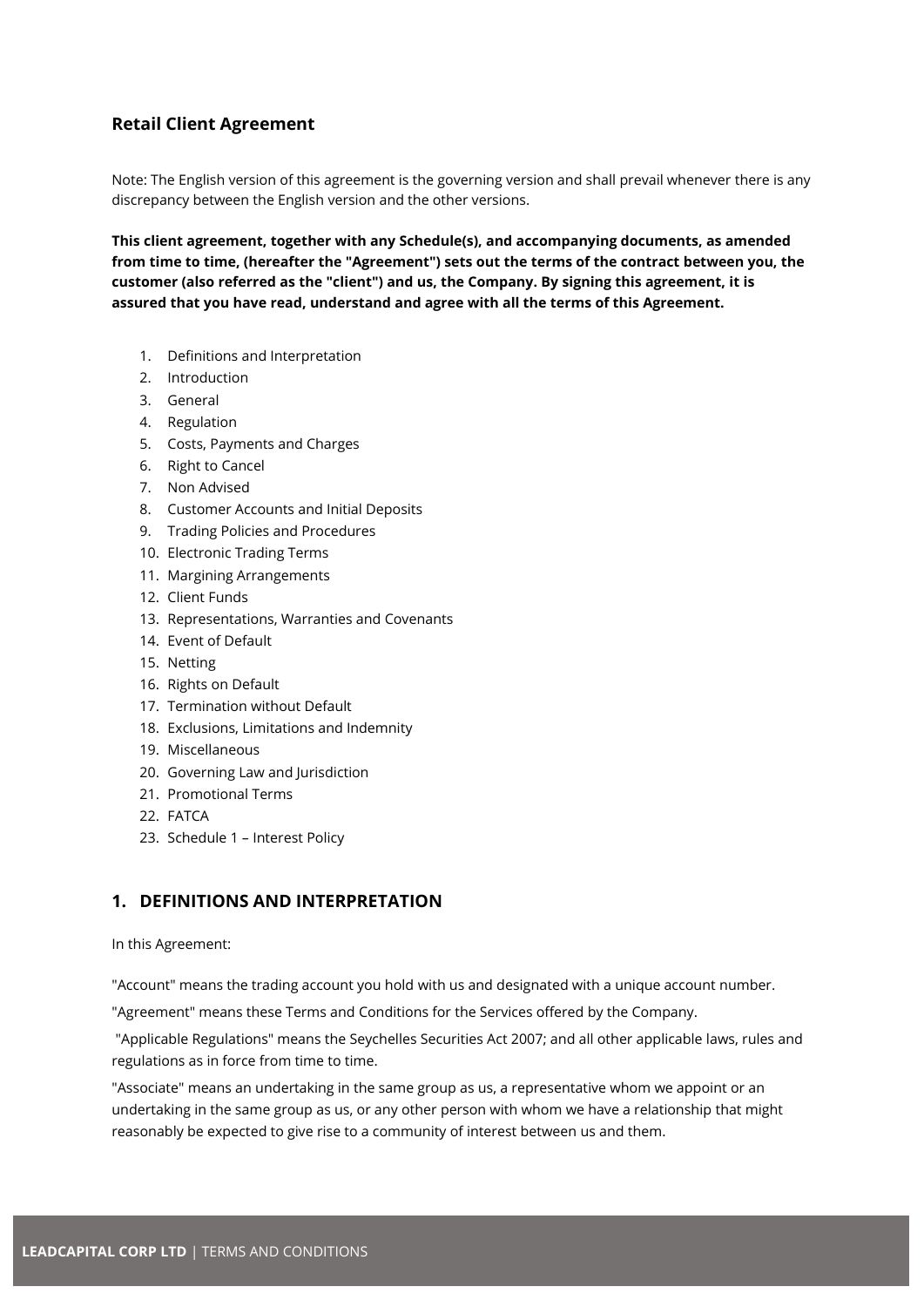## Retail Client Agreement

Note: The English version of this agreement is the governing version and shall prevail whenever there is any discrepancy between the English version and the other versions.

**This client agreement, together with any Schedule(s), and accompanying documents, as amended from time to time, (hereafter the "Agreement") sets out the terms of the contract between you, the customer (also referred as the "client") and us, the Company. By signing this agreement, it is assured that you have read, understand and agree with all the terms of this Agreement.**

1. Definitions and Interpretation
2. Introduction
3. General
4. Regulation
5. Costs, Payments and Charges
6. Right to Cancel
7. Non Advised
8. Customer Accounts and Initial Deposits
9. Trading Policies and Procedures
10. Electronic Trading Terms
11. Margining Arrangements
12. Client Funds
13. Representations, Warranties and Covenants
14. Event of Default
15. Netting
16. Rights on Default
17. Termination without Default
18. Exclusions, Limitations and Indemnity
19. Miscellaneous
20. Governing Law and Jurisdiction
21. Promotional Terms
22. FATCA
23. Schedule 1 – Interest Policy

## 1. DEFINITIONS AND INTERPRETATION

In this Agreement:

"Account" means the trading account you hold with us and designated with a unique account number.

"Agreement" means these Terms and Conditions for the Services offered by the Company.

"Applicable Regulations" means the Seychelles Securities Act 2007; and all other applicable laws, rules and regulations as in force from time to time.

"Associate" means an undertaking in the same group as us, a representative whom we appoint or an undertaking in the same group as us, or any other person with whom we have a relationship that might reasonably be expected to give rise to a community of interest between us and them.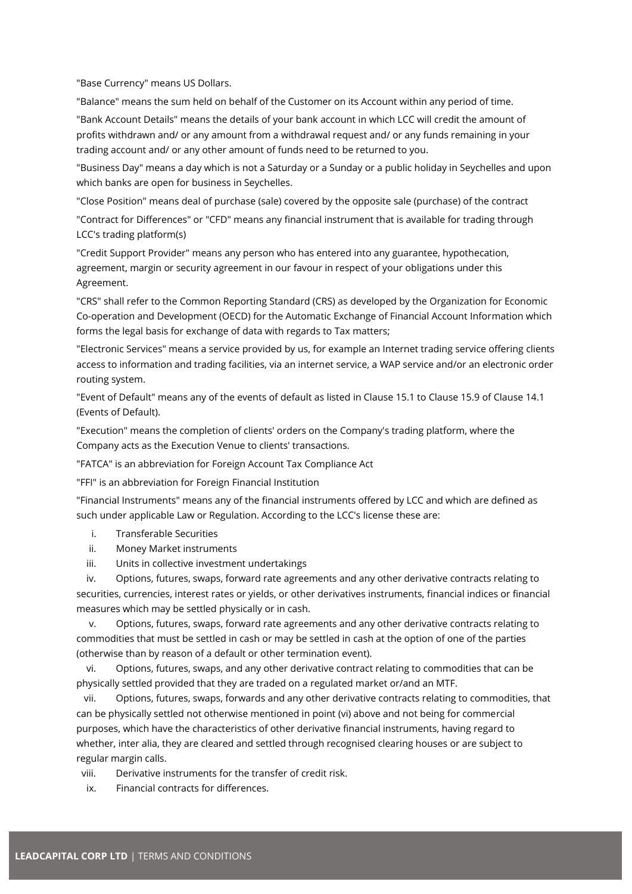"Base Currency" means US Dollars.

"Balance" means the sum held on behalf of the Customer on its Account within any period of time.

"Bank Account Details" means the details of your bank account in which LCC will credit the amount of profits withdrawn and/ or any amount from a withdrawal request and/ or any funds remaining in your trading account and/ or any other amount of funds need to be returned to you.

"Business Day" means a day which is not a Saturday or a Sunday or a public holiday in Seychelles and upon which banks are open for business in Seychelles.

"Close Position" means deal of purchase (sale) covered by the opposite sale (purchase) of the contract

"Contract for Differences" or "CFD" means any financial instrument that is available for trading through LCC's trading platform(s)

"Credit Support Provider" means any person who has entered into any guarantee, hypothecation, agreement, margin or security agreement in our favour in respect of your obligations under this Agreement.

"CRS" shall refer to the Common Reporting Standard (CRS) as developed by the Organization for Economic Co-operation and Development (OECD) for the Automatic Exchange of Financial Account Information which forms the legal basis for exchange of data with regards to Tax matters;

"Electronic Services" means a service provided by us, for example an Internet trading service offering clients access to information and trading facilities, via an internet service, a WAP service and/or an electronic order routing system.

"Event of Default" means any of the events of default as listed in Clause 15.1 to Clause 15.9 of Clause 14.1 (Events of Default).

"Execution" means the completion of clients' orders on the Company's trading platform, where the Company acts as the Execution Venue to clients' transactions.

"FATCA" is an abbreviation for Foreign Account Tax Compliance Act

"FFI" is an abbreviation for Foreign Financial Institution

"Financial Instruments" means any of the financial instruments offered by LCC and which are defined as such under applicable Law or Regulation. According to the LCC's license these are:

i. Transferable Securities

ii. Money Market instruments

iii. Units in collective investment undertakings

iv. Options, futures, swaps, forward rate agreements and any other derivative contracts relating to securities, currencies, interest rates or yields, or other derivatives instruments, financial indices or financial measures which may be settled physically or in cash.

v. Options, futures, swaps, forward rate agreements and any other derivative contracts relating to commodities that must be settled in cash or may be settled in cash at the option of one of the parties (otherwise than by reason of a default or other termination event).

vi. Options, futures, swaps, and any other derivative contract relating to commodities that can be physically settled provided that they are traded on a regulated market or/and an MTF.

vii. Options, futures, swaps, forwards and any other derivative contracts relating to commodities, that can be physically settled not otherwise mentioned in point (vi) above and not being for commercial purposes, which have the characteristics of other derivative financial instruments, having regard to whether, inter alia, they are cleared and settled through recognised clearing houses or are subject to regular margin calls.

viii. Derivative instruments for the transfer of credit risk.

ix. Financial contracts for differences.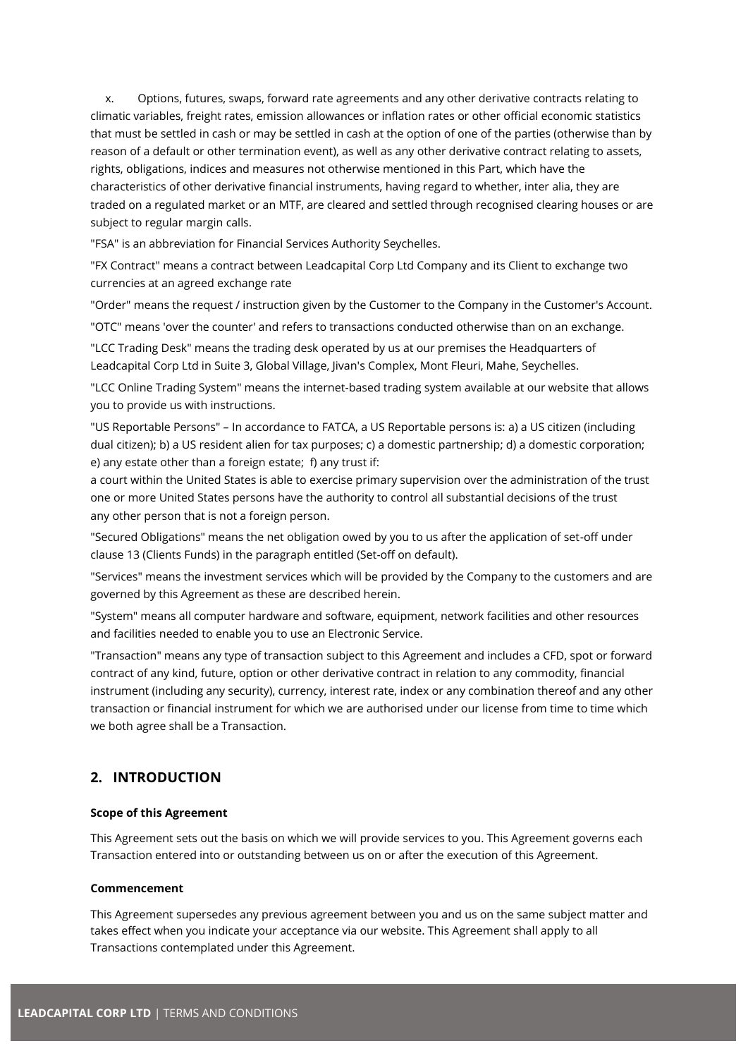x. Options, futures, swaps, forward rate agreements and any other derivative contracts relating to climatic variables, freight rates, emission allowances or inflation rates or other official economic statistics that must be settled in cash or may be settled in cash at the option of one of the parties (otherwise than by reason of a default or other termination event), as well as any other derivative contract relating to assets, rights, obligations, indices and measures not otherwise mentioned in this Part, which have the characteristics of other derivative financial instruments, having regard to whether, inter alia, they are traded on a regulated market or an MTF, are cleared and settled through recognised clearing houses or are subject to regular margin calls.

"FSA" is an abbreviation for Financial Services Authority Seychelles.

"FX Contract" means a contract between Leadcapital Corp Ltd Company and its Client to exchange two currencies at an agreed exchange rate

"Order" means the request / instruction given by the Customer to the Company in the Customer's Account.

"OTC" means 'over the counter' and refers to transactions conducted otherwise than on an exchange.

"LCC Trading Desk" means the trading desk operated by us at our premises the Headquarters of Leadcapital Corp Ltd in Suite 3, Global Village, Jivan's Complex, Mont Fleuri, Mahe, Seychelles.

"LCC Online Trading System" means the internet-based trading system available at our website that allows you to provide us with instructions.

"US Reportable Persons" – In accordance to FATCA, a US Reportable persons is: a) a US citizen (including dual citizen); b) a US resident alien for tax purposes; c) a domestic partnership; d) a domestic corporation; e) any estate other than a foreign estate; f) any trust if:
a court within the United States is able to exercise primary supervision over the administration of the trust
one or more United States persons have the authority to control all substantial decisions of the trust
any other person that is not a foreign person.

"Secured Obligations" means the net obligation owed by you to us after the application of set-off under clause 13 (Clients Funds) in the paragraph entitled (Set-off on default).

"Services" means the investment services which will be provided by the Company to the customers and are governed by this Agreement as these are described herein.

"System" means all computer hardware and software, equipment, network facilities and other resources and facilities needed to enable you to use an Electronic Service.

"Transaction" means any type of transaction subject to this Agreement and includes a CFD, spot or forward contract of any kind, future, option or other derivative contract in relation to any commodity, financial instrument (including any security), currency, interest rate, index or any combination thereof and any other transaction or financial instrument for which we are authorised under our license from time to time which we both agree shall be a Transaction.

## 2. INTRODUCTION

**Scope of this Agreement**

This Agreement sets out the basis on which we will provide services to you. This Agreement governs each Transaction entered into or outstanding between us on or after the execution of this Agreement.

**Commencement**

This Agreement supersedes any previous agreement between you and us on the same subject matter and takes effect when you indicate your acceptance via our website. This Agreement shall apply to all Transactions contemplated under this Agreement.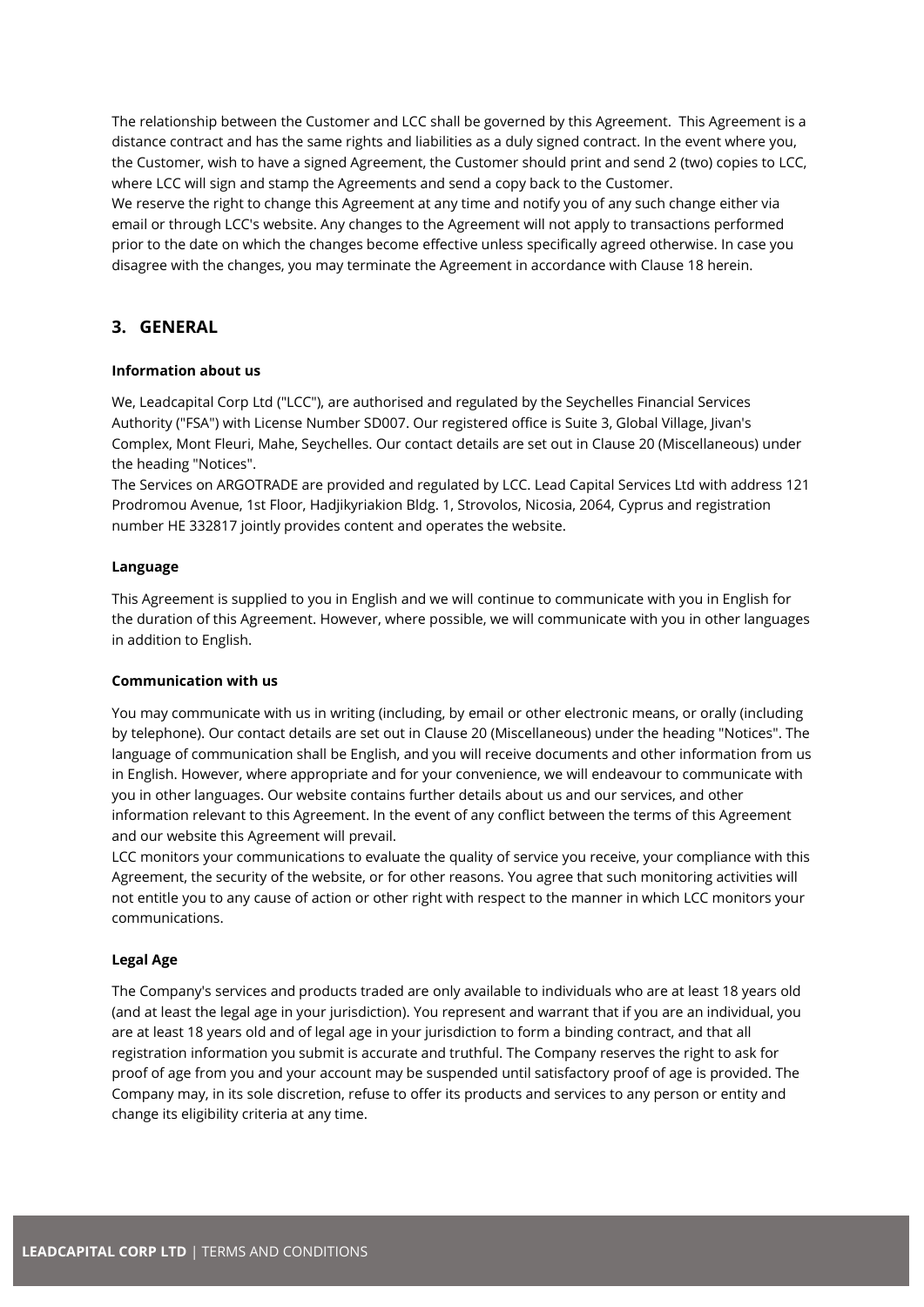The relationship between the Customer and LCC shall be governed by this Agreement.  This Agreement is a distance contract and has the same rights and liabilities as a duly signed contract. In the event where you, the Customer, wish to have a signed Agreement, the Customer should print and send 2 (two) copies to LCC, where LCC will sign and stamp the Agreements and send a copy back to the Customer.
We reserve the right to change this Agreement at any time and notify you of any such change either via email or through LCC's website. Any changes to the Agreement will not apply to transactions performed prior to the date on which the changes become effective unless specifically agreed otherwise. In case you disagree with the changes, you may terminate the Agreement in accordance with Clause 18 herein.

## 3. GENERAL

**Information about us**

We, Leadcapital Corp Ltd ("LCC"), are authorised and regulated by the Seychelles Financial Services Authority ("FSA") with License Number SD007. Our registered office is Suite 3, Global Village, Jivan's Complex, Mont Fleuri, Mahe, Seychelles. Our contact details are set out in Clause 20 (Miscellaneous) under the heading "Notices".
The Services on ARGOTRADE are provided and regulated by LCC. Lead Capital Services Ltd with address 121 Prodromou Avenue, 1st Floor, Hadjikyriakion Bldg. 1, Strovolos, Nicosia, 2064, Cyprus and registration number HE 332817 jointly provides content and operates the website.

**Language**

This Agreement is supplied to you in English and we will continue to communicate with you in English for the duration of this Agreement. However, where possible, we will communicate with you in other languages in addition to English.

**Communication with us**

You may communicate with us in writing (including, by email or other electronic means, or orally (including by telephone). Our contact details are set out in Clause 20 (Miscellaneous) under the heading "Notices". The language of communication shall be English, and you will receive documents and other information from us in English. However, where appropriate and for your convenience, we will endeavour to communicate with you in other languages. Our website contains further details about us and our services, and other information relevant to this Agreement. In the event of any conflict between the terms of this Agreement and our website this Agreement will prevail.
LCC monitors your communications to evaluate the quality of service you receive, your compliance with this Agreement, the security of the website, or for other reasons. You agree that such monitoring activities will not entitle you to any cause of action or other right with respect to the manner in which LCC monitors your communications.

**Legal Age**

The Company's services and products traded are only available to individuals who are at least 18 years old (and at least the legal age in your jurisdiction). You represent and warrant that if you are an individual, you are at least 18 years old and of legal age in your jurisdiction to form a binding contract, and that all registration information you submit is accurate and truthful. The Company reserves the right to ask for proof of age from you and your account may be suspended until satisfactory proof of age is provided. The Company may, in its sole discretion, refuse to offer its products and services to any person or entity and change its eligibility criteria at any time.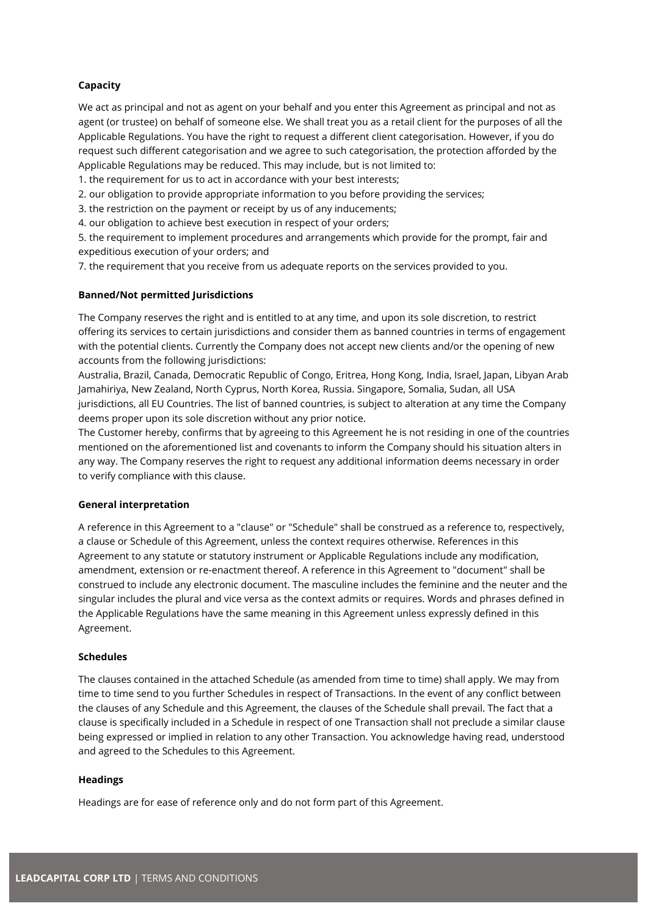**Capacity**

We act as principal and not as agent on your behalf and you enter this Agreement as principal and not as agent (or trustee) on behalf of someone else. We shall treat you as a retail client for the purposes of all the Applicable Regulations. You have the right to request a different client categorisation. However, if you do request such different categorisation and we agree to such categorisation, the protection afforded by the Applicable Regulations may be reduced. This may include, but is not limited to:

1. the requirement for us to act in accordance with your best interests;
2. our obligation to provide appropriate information to you before providing the services;
3. the restriction on the payment or receipt by us of any inducements;
4. our obligation to achieve best execution in respect of your orders;
5. the requirement to implement procedures and arrangements which provide for the prompt, fair and expeditious execution of your orders; and
7. the requirement that you receive from us adequate reports on the services provided to you.

**Banned/Not permitted Jurisdictions**

The Company reserves the right and is entitled to at any time, and upon its sole discretion, to restrict offering its services to certain jurisdictions and consider them as banned countries in terms of engagement with the potential clients. Currently the Company does not accept new clients and/or the opening of new accounts from the following jurisdictions:

Australia, Brazil, Canada, Democratic Republic of Congo, Eritrea, Hong Kong, India, Israel, Japan, Libyan Arab Jamahiriya, New Zealand, North Cyprus, North Korea, Russia. Singapore, Somalia, Sudan, all USA jurisdictions, all EU Countries. The list of banned countries, is subject to alteration at any time the Company deems proper upon its sole discretion without any prior notice.

The Customer hereby, confirms that by agreeing to this Agreement he is not residing in one of the countries mentioned on the aforementioned list and covenants to inform the Company should his situation alters in any way. The Company reserves the right to request any additional information deems necessary in order to verify compliance with this clause.

**General interpretation**

A reference in this Agreement to a "clause" or "Schedule" shall be construed as a reference to, respectively, a clause or Schedule of this Agreement, unless the context requires otherwise. References in this Agreement to any statute or statutory instrument or Applicable Regulations include any modification, amendment, extension or re-enactment thereof. A reference in this Agreement to "document" shall be construed to include any electronic document. The masculine includes the feminine and the neuter and the singular includes the plural and vice versa as the context admits or requires. Words and phrases defined in the Applicable Regulations have the same meaning in this Agreement unless expressly defined in this Agreement.

**Schedules**

The clauses contained in the attached Schedule (as amended from time to time) shall apply. We may from time to time send to you further Schedules in respect of Transactions. In the event of any conflict between the clauses of any Schedule and this Agreement, the clauses of the Schedule shall prevail. The fact that a clause is specifically included in a Schedule in respect of one Transaction shall not preclude a similar clause being expressed or implied in relation to any other Transaction. You acknowledge having read, understood and agreed to the Schedules to this Agreement.

**Headings**

Headings are for ease of reference only and do not form part of this Agreement.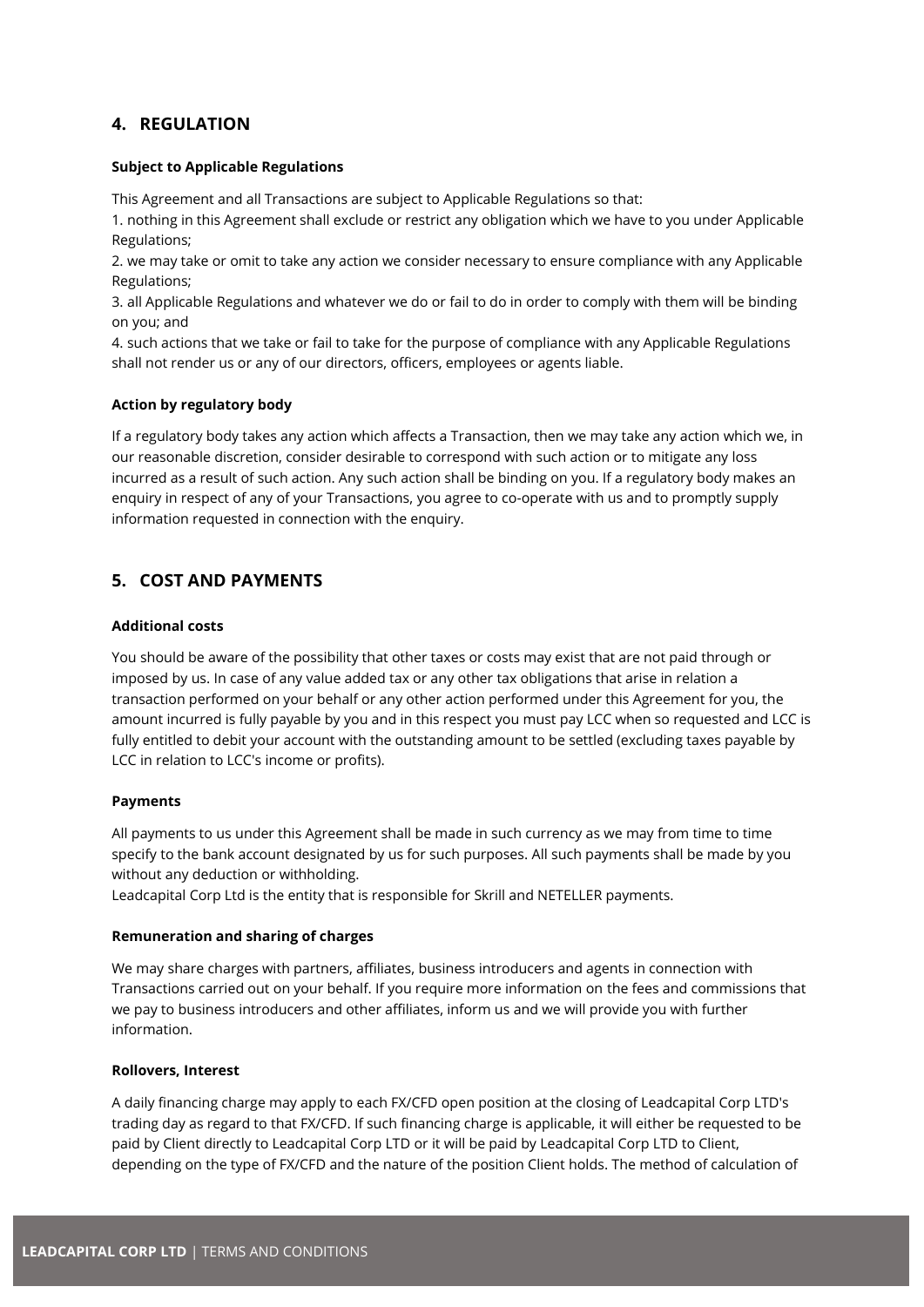## 4. REGULATION

**Subject to Applicable Regulations**

This Agreement and all Transactions are subject to Applicable Regulations so that:

1. nothing in this Agreement shall exclude or restrict any obligation which we have to you under Applicable Regulations;
2. we may take or omit to take any action we consider necessary to ensure compliance with any Applicable Regulations;
3. all Applicable Regulations and whatever we do or fail to do in order to comply with them will be binding on you; and
4. such actions that we take or fail to take for the purpose of compliance with any Applicable Regulations shall not render us or any of our directors, officers, employees or agents liable.

**Action by regulatory body**

If a regulatory body takes any action which affects a Transaction, then we may take any action which we, in our reasonable discretion, consider desirable to correspond with such action or to mitigate any loss incurred as a result of such action. Any such action shall be binding on you. If a regulatory body makes an enquiry in respect of any of your Transactions, you agree to co-operate with us and to promptly supply information requested in connection with the enquiry.

## 5. COST AND PAYMENTS

**Additional costs**

You should be aware of the possibility that other taxes or costs may exist that are not paid through or imposed by us. In case of any value added tax or any other tax obligations that arise in relation a transaction performed on your behalf or any other action performed under this Agreement for you, the amount incurred is fully payable by you and in this respect you must pay LCC when so requested and LCC is fully entitled to debit your account with the outstanding amount to be settled (excluding taxes payable by LCC in relation to LCC's income or profits).

**Payments**

All payments to us under this Agreement shall be made in such currency as we may from time to time specify to the bank account designated by us for such purposes. All such payments shall be made by you without any deduction or withholding.
Leadcapital Corp Ltd is the entity that is responsible for Skrill and NETELLER payments.

**Remuneration and sharing of charges**

We may share charges with partners, affiliates, business introducers and agents in connection with Transactions carried out on your behalf. If you require more information on the fees and commissions that we pay to business introducers and other affiliates, inform us and we will provide you with further information.

**Rollovers, Interest**

A daily financing charge may apply to each FX/CFD open position at the closing of Leadcapital Corp LTD's trading day as regard to that FX/CFD. If such financing charge is applicable, it will either be requested to be paid by Client directly to Leadcapital Corp LTD or it will be paid by Leadcapital Corp LTD to Client, depending on the type of FX/CFD and the nature of the position Client holds. The method of calculation of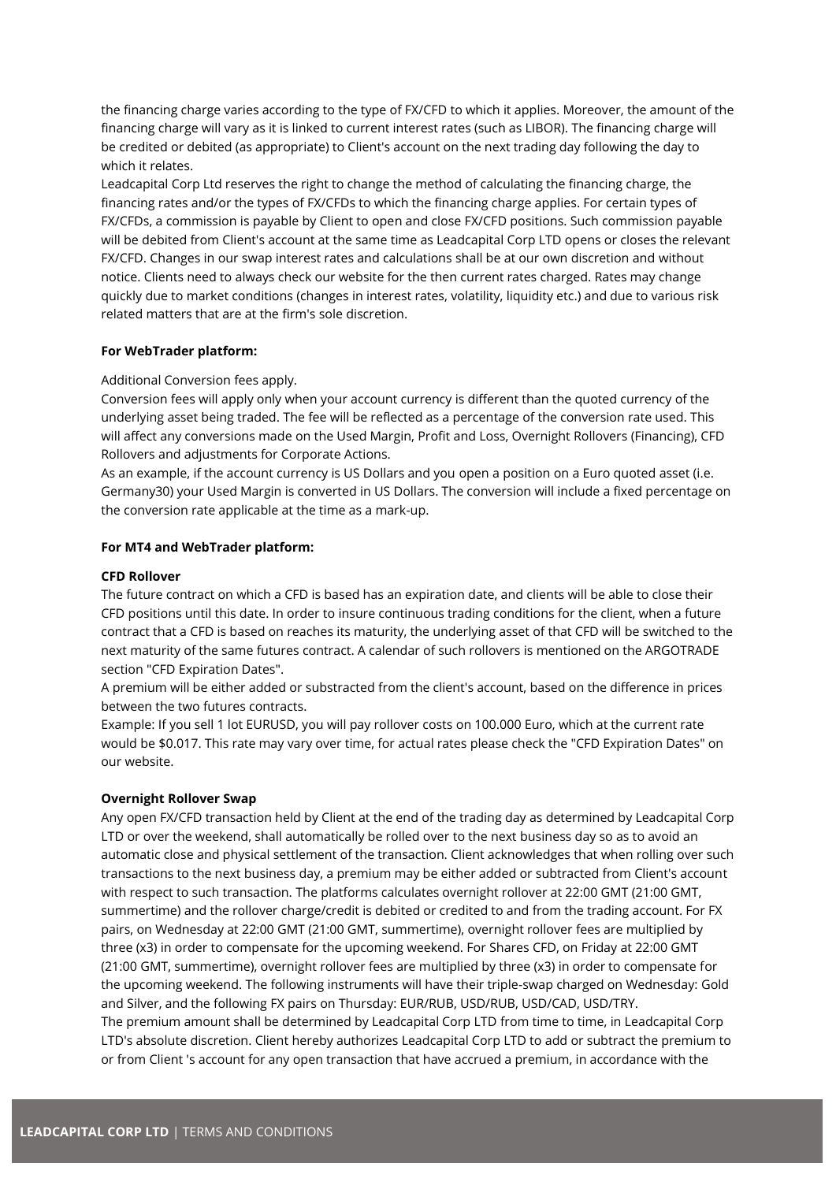the financing charge varies according to the type of FX/CFD to which it applies. Moreover, the amount of the financing charge will vary as it is linked to current interest rates (such as LIBOR). The financing charge will be credited or debited (as appropriate) to Client's account on the next trading day following the day to which it relates.
Leadcapital Corp Ltd reserves the right to change the method of calculating the financing charge, the financing rates and/or the types of FX/CFDs to which the financing charge applies. For certain types of FX/CFDs, a commission is payable by Client to open and close FX/CFD positions. Such commission payable will be debited from Client's account at the same time as Leadcapital Corp LTD opens or closes the relevant FX/CFD. Changes in our swap interest rates and calculations shall be at our own discretion and without notice. Clients need to always check our website for the then current rates charged. Rates may change quickly due to market conditions (changes in interest rates, volatility, liquidity etc.) and due to various risk related matters that are at the firm's sole discretion.

**For WebTrader platform:**

Additional Conversion fees apply.
Conversion fees will apply only when your account currency is different than the quoted currency of the underlying asset being traded. The fee will be reflected as a percentage of the conversion rate used. This will affect any conversions made on the Used Margin, Profit and Loss, Overnight Rollovers (Financing), CFD Rollovers and adjustments for Corporate Actions.
As an example, if the account currency is US Dollars and you open a position on a Euro quoted asset (i.e. Germany30) your Used Margin is converted in US Dollars. The conversion will include a fixed percentage on the conversion rate applicable at the time as a mark-up.

**For MT4 and WebTrader platform:**

**CFD Rollover**
The future contract on which a CFD is based has an expiration date, and clients will be able to close their CFD positions until this date. In order to insure continuous trading conditions for the client, when a future contract that a CFD is based on reaches its maturity, the underlying asset of that CFD will be switched to the next maturity of the same futures contract. A calendar of such rollovers is mentioned on the ARGOTRADE section "CFD Expiration Dates".
A premium will be either added or substracted from the client's account, based on the difference in prices between the two futures contracts.
Example: If you sell 1 lot EURUSD, you will pay rollover costs on 100.000 Euro, which at the current rate would be $0.017. This rate may vary over time, for actual rates please check the "CFD Expiration Dates" on our website.

**Overnight Rollover Swap**
Any open FX/CFD transaction held by Client at the end of the trading day as determined by Leadcapital Corp LTD or over the weekend, shall automatically be rolled over to the next business day so as to avoid an automatic close and physical settlement of the transaction. Client acknowledges that when rolling over such transactions to the next business day, a premium may be either added or subtracted from Client's account with respect to such transaction. The platforms calculates overnight rollover at 22:00 GMT (21:00 GMT, summertime) and the rollover charge/credit is debited or credited to and from the trading account. For FX pairs, on Wednesday at 22:00 GMT (21:00 GMT, summertime), overnight rollover fees are multiplied by three (x3) in order to compensate for the upcoming weekend. For Shares CFD, on Friday at 22:00 GMT (21:00 GMT, summertime), overnight rollover fees are multiplied by three (x3) in order to compensate for the upcoming weekend. The following instruments will have their triple-swap charged on Wednesday: Gold and Silver, and the following FX pairs on Thursday: EUR/RUB, USD/RUB, USD/CAD, USD/TRY.
The premium amount shall be determined by Leadcapital Corp LTD from time to time, in Leadcapital Corp LTD's absolute discretion. Client hereby authorizes Leadcapital Corp LTD to add or subtract the premium to or from Client 's account for any open transaction that have accrued a premium, in accordance with the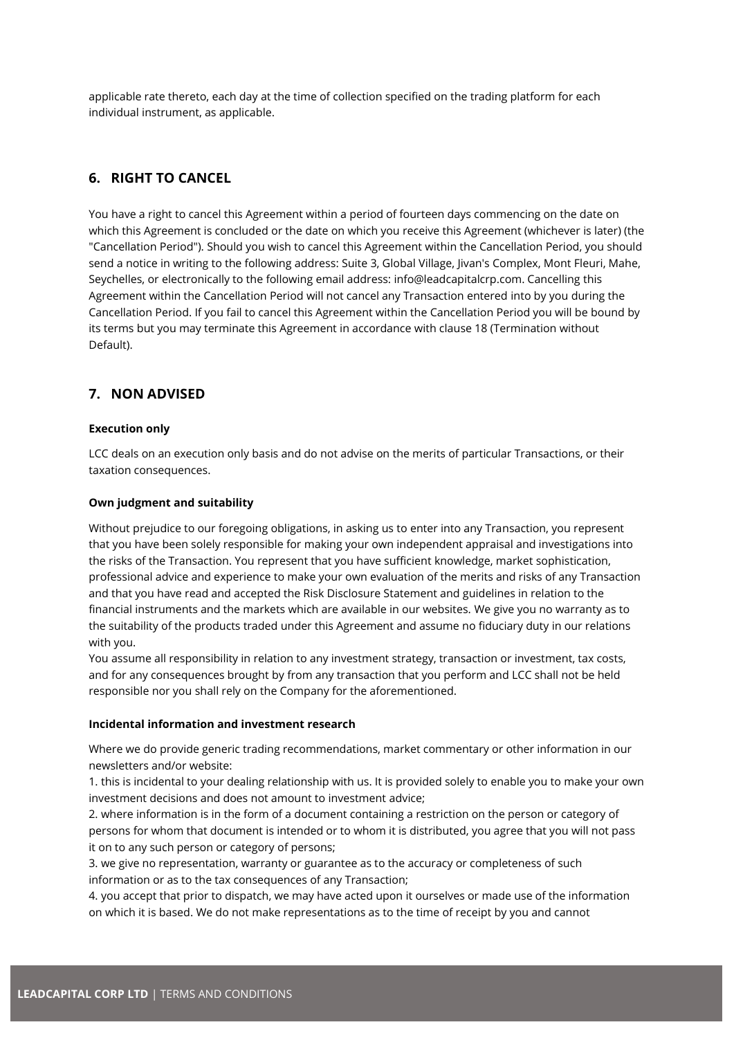applicable rate thereto, each day at the time of collection specified on the trading platform for each individual instrument, as applicable.

## 6. RIGHT TO CANCEL

You have a right to cancel this Agreement within a period of fourteen days commencing on the date on which this Agreement is concluded or the date on which you receive this Agreement (whichever is later) (the "Cancellation Period"). Should you wish to cancel this Agreement within the Cancellation Period, you should send a notice in writing to the following address: Suite 3, Global Village, Jivan's Complex, Mont Fleuri, Mahe, Seychelles, or electronically to the following email address: info@leadcapitalcrp.com. Cancelling this Agreement within the Cancellation Period will not cancel any Transaction entered into by you during the Cancellation Period. If you fail to cancel this Agreement within the Cancellation Period you will be bound by its terms but you may terminate this Agreement in accordance with clause 18 (Termination without Default).

## 7. NON ADVISED

**Execution only**

LCC deals on an execution only basis and do not advise on the merits of particular Transactions, or their taxation consequences.

**Own judgment and suitability**

Without prejudice to our foregoing obligations, in asking us to enter into any Transaction, you represent that you have been solely responsible for making your own independent appraisal and investigations into the risks of the Transaction. You represent that you have sufficient knowledge, market sophistication, professional advice and experience to make your own evaluation of the merits and risks of any Transaction and that you have read and accepted the Risk Disclosure Statement and guidelines in relation to the financial instruments and the markets which are available in our websites. We give you no warranty as to the suitability of the products traded under this Agreement and assume no fiduciary duty in our relations with you.
You assume all responsibility in relation to any investment strategy, transaction or investment, tax costs, and for any consequences brought by from any transaction that you perform and LCC shall not be held responsible nor you shall rely on the Company for the aforementioned.

**Incidental information and investment research**

Where we do provide generic trading recommendations, market commentary or other information in our newsletters and/or website:
1. this is incidental to your dealing relationship with us. It is provided solely to enable you to make your own investment decisions and does not amount to investment advice;
2. where information is in the form of a document containing a restriction on the person or category of persons for whom that document is intended or to whom it is distributed, you agree that you will not pass it on to any such person or category of persons;
3. we give no representation, warranty or guarantee as to the accuracy or completeness of such information or as to the tax consequences of any Transaction;
4. you accept that prior to dispatch, we may have acted upon it ourselves or made use of the information on which it is based. We do not make representations as to the time of receipt by you and cannot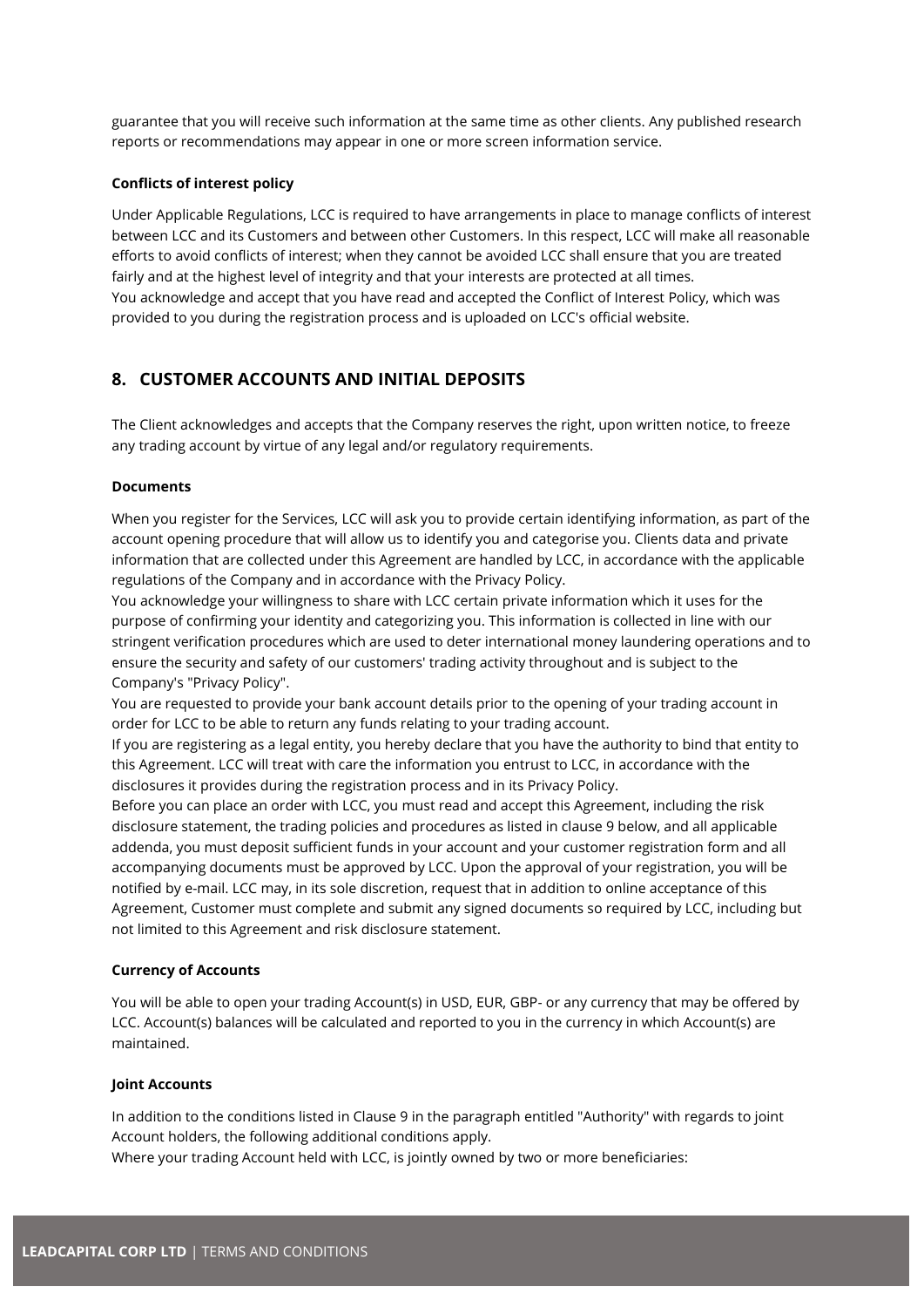guarantee that you will receive such information at the same time as other clients. Any published research reports or recommendations may appear in one or more screen information service.

**Conflicts of interest policy**

Under Applicable Regulations, LCC is required to have arrangements in place to manage conflicts of interest between LCC and its Customers and between other Customers. In this respect, LCC will make all reasonable efforts to avoid conflicts of interest; when they cannot be avoided LCC shall ensure that you are treated fairly and at the highest level of integrity and that your interests are protected at all times.
You acknowledge and accept that you have read and accepted the Conflict of Interest Policy, which was provided to you during the registration process and is uploaded on LCC's official website.

## 8. CUSTOMER ACCOUNTS AND INITIAL DEPOSITS

The Client acknowledges and accepts that the Company reserves the right, upon written notice, to freeze any trading account by virtue of any legal and/or regulatory requirements.

**Documents**

When you register for the Services, LCC will ask you to provide certain identifying information, as part of the account opening procedure that will allow us to identify you and categorise you. Clients data and private information that are collected under this Agreement are handled by LCC, in accordance with the applicable regulations of the Company and in accordance with the Privacy Policy.
You acknowledge your willingness to share with LCC certain private information which it uses for the purpose of confirming your identity and categorizing you. This information is collected in line with our stringent verification procedures which are used to deter international money laundering operations and to ensure the security and safety of our customers' trading activity throughout and is subject to the Company's "Privacy Policy".
You are requested to provide your bank account details prior to the opening of your trading account in order for LCC to be able to return any funds relating to your trading account.
If you are registering as a legal entity, you hereby declare that you have the authority to bind that entity to this Agreement. LCC will treat with care the information you entrust to LCC, in accordance with the disclosures it provides during the registration process and in its Privacy Policy.
Before you can place an order with LCC, you must read and accept this Agreement, including the risk disclosure statement, the trading policies and procedures as listed in clause 9 below, and all applicable addenda, you must deposit sufficient funds in your account and your customer registration form and all accompanying documents must be approved by LCC. Upon the approval of your registration, you will be notified by e-mail. LCC may, in its sole discretion, request that in addition to online acceptance of this Agreement, Customer must complete and submit any signed documents so required by LCC, including but not limited to this Agreement and risk disclosure statement.

**Currency of Accounts**

You will be able to open your trading Account(s) in USD, EUR, GBP- or any currency that may be offered by LCC. Account(s) balances will be calculated and reported to you in the currency in which Account(s) are maintained.

**Joint Accounts**

In addition to the conditions listed in Clause 9 in the paragraph entitled "Authority" with regards to joint Account holders, the following additional conditions apply.
Where your trading Account held with LCC, is jointly owned by two or more beneficiaries: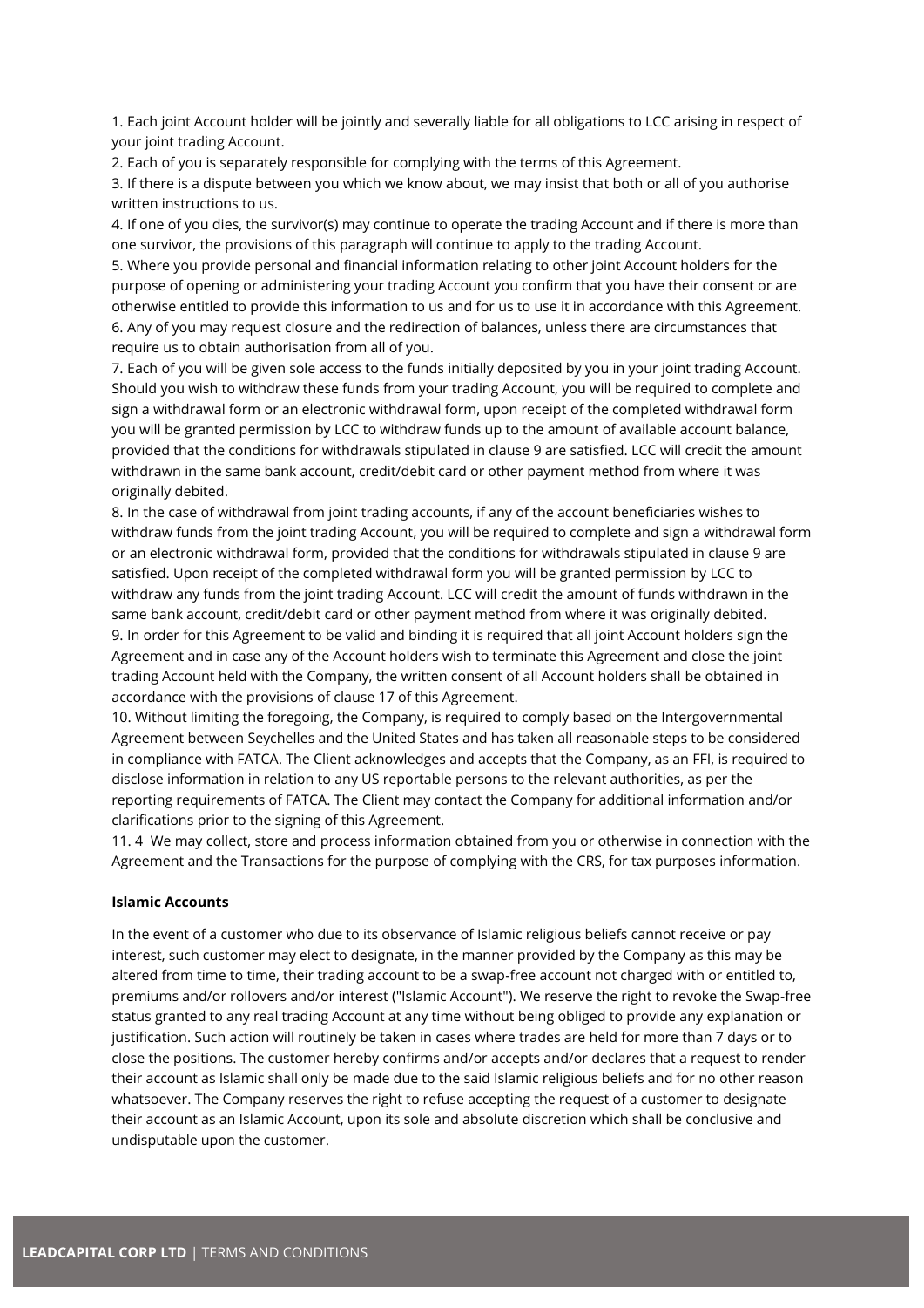1. Each joint Account holder will be jointly and severally liable for all obligations to LCC arising in respect of your joint trading Account.
2. Each of you is separately responsible for complying with the terms of this Agreement.
3. If there is a dispute between you which we know about, we may insist that both or all of you authorise written instructions to us.
4. If one of you dies, the survivor(s) may continue to operate the trading Account and if there is more than one survivor, the provisions of this paragraph will continue to apply to the trading Account.
5. Where you provide personal and financial information relating to other joint Account holders for the purpose of opening or administering your trading Account you confirm that you have their consent or are otherwise entitled to provide this information to us and for us to use it in accordance with this Agreement.
6. Any of you may request closure and the redirection of balances, unless there are circumstances that require us to obtain authorisation from all of you.
7. Each of you will be given sole access to the funds initially deposited by you in your joint trading Account. Should you wish to withdraw these funds from your trading Account, you will be required to complete and sign a withdrawal form or an electronic withdrawal form, upon receipt of the completed withdrawal form you will be granted permission by LCC to withdraw funds up to the amount of available account balance, provided that the conditions for withdrawals stipulated in clause 9 are satisfied. LCC will credit the amount withdrawn in the same bank account, credit/debit card or other payment method from where it was originally debited.
8. In the case of withdrawal from joint trading accounts, if any of the account beneficiaries wishes to withdraw funds from the joint trading Account, you will be required to complete and sign a withdrawal form or an electronic withdrawal form, provided that the conditions for withdrawals stipulated in clause 9 are satisfied. Upon receipt of the completed withdrawal form you will be granted permission by LCC to withdraw any funds from the joint trading Account. LCC will credit the amount of funds withdrawn in the same bank account, credit/debit card or other payment method from where it was originally debited.
9. In order for this Agreement to be valid and binding it is required that all joint Account holders sign the Agreement and in case any of the Account holders wish to terminate this Agreement and close the joint trading Account held with the Company, the written consent of all Account holders shall be obtained in accordance with the provisions of clause 17 of this Agreement.
10. Without limiting the foregoing, the Company, is required to comply based on the Intergovernmental Agreement between Seychelles and the United States and has taken all reasonable steps to be considered in compliance with FATCA. The Client acknowledges and accepts that the Company, as an FFI, is required to disclose information in relation to any US reportable persons to the relevant authorities, as per the reporting requirements of FATCA. The Client may contact the Company for additional information and/or clarifications prior to the signing of this Agreement.
11. 4 We may collect, store and process information obtained from you or otherwise in connection with the Agreement and the Transactions for the purpose of complying with the CRS, for tax purposes information.

**Islamic Accounts**

In the event of a customer who due to its observance of Islamic religious beliefs cannot receive or pay interest, such customer may elect to designate, in the manner provided by the Company as this may be altered from time to time, their trading account to be a swap-free account not charged with or entitled to, premiums and/or rollovers and/or interest ("Islamic Account"). We reserve the right to revoke the Swap-free status granted to any real trading Account at any time without being obliged to provide any explanation or justification. Such action will routinely be taken in cases where trades are held for more than 7 days or to close the positions. The customer hereby confirms and/or accepts and/or declares that a request to render their account as Islamic shall only be made due to the said Islamic religious beliefs and for no other reason whatsoever. The Company reserves the right to refuse accepting the request of a customer to designate their account as an Islamic Account, upon its sole and absolute discretion which shall be conclusive and undisputable upon the customer.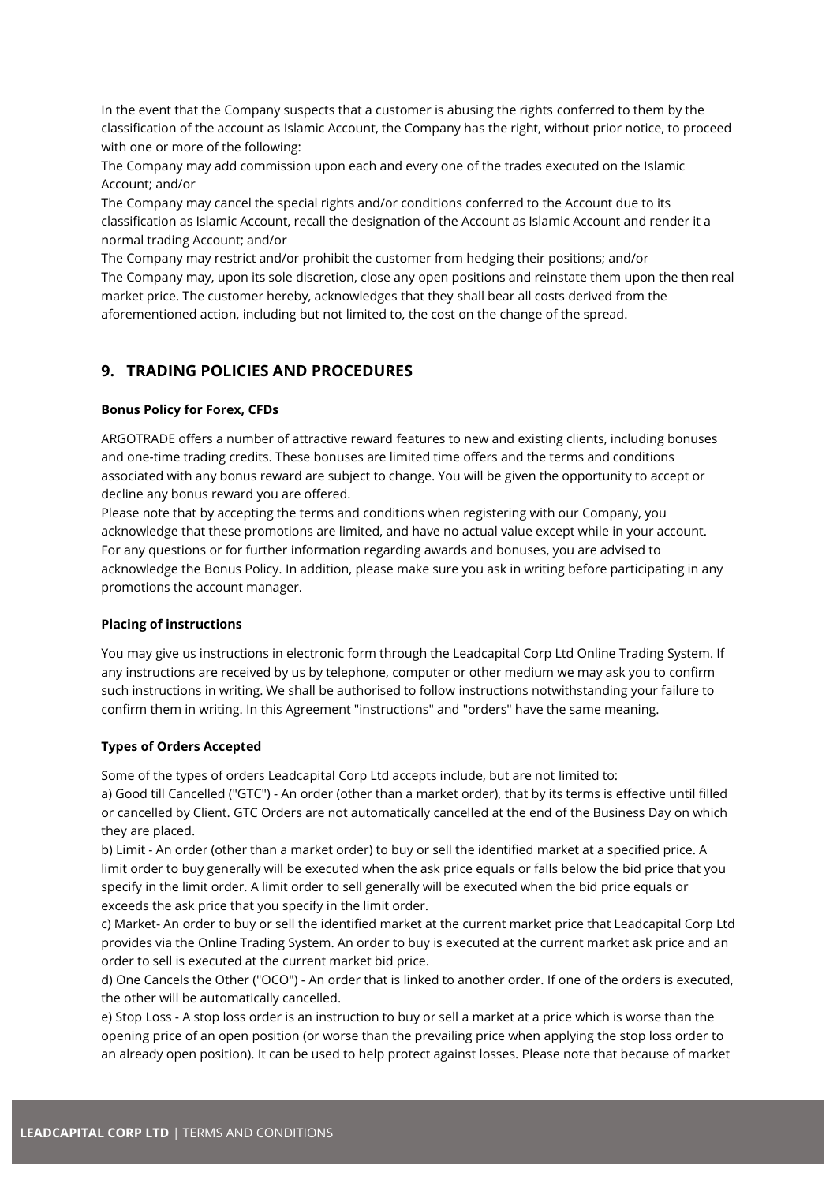In the event that the Company suspects that a customer is abusing the rights conferred to them by the classification of the account as Islamic Account, the Company has the right, without prior notice, to proceed with one or more of the following:

The Company may add commission upon each and every one of the trades executed on the Islamic Account; and/or

The Company may cancel the special rights and/or conditions conferred to the Account due to its classification as Islamic Account, recall the designation of the Account as Islamic Account and render it a normal trading Account; and/or

The Company may restrict and/or prohibit the customer from hedging their positions; and/or

The Company may, upon its sole discretion, close any open positions and reinstate them upon the then real market price. The customer hereby, acknowledges that they shall bear all costs derived from the aforementioned action, including but not limited to, the cost on the change of the spread.

## 9. TRADING POLICIES AND PROCEDURES

**Bonus Policy for Forex, CFDs**

ARGOTRADE offers a number of attractive reward features to new and existing clients, including bonuses and one-time trading credits. These bonuses are limited time offers and the terms and conditions associated with any bonus reward are subject to change. You will be given the opportunity to accept or decline any bonus reward you are offered.

Please note that by accepting the terms and conditions when registering with our Company, you acknowledge that these promotions are limited, and have no actual value except while in your account. For any questions or for further information regarding awards and bonuses, you are advised to acknowledge the Bonus Policy. In addition, please make sure you ask in writing before participating in any promotions the account manager.

**Placing of instructions**

You may give us instructions in electronic form through the Leadcapital Corp Ltd Online Trading System. If any instructions are received by us by telephone, computer or other medium we may ask you to confirm such instructions in writing. We shall be authorised to follow instructions notwithstanding your failure to confirm them in writing. In this Agreement "instructions" and "orders" have the same meaning.

**Types of Orders Accepted**

Some of the types of orders Leadcapital Corp Ltd accepts include, but are not limited to:

a) Good till Cancelled ("GTC") - An order (other than a market order), that by its terms is effective until filled or cancelled by Client. GTC Orders are not automatically cancelled at the end of the Business Day on which they are placed.

b) Limit - An order (other than a market order) to buy or sell the identified market at a specified price. A limit order to buy generally will be executed when the ask price equals or falls below the bid price that you specify in the limit order. A limit order to sell generally will be executed when the bid price equals or exceeds the ask price that you specify in the limit order.

c) Market- An order to buy or sell the identified market at the current market price that Leadcapital Corp Ltd provides via the Online Trading System. An order to buy is executed at the current market ask price and an order to sell is executed at the current market bid price.

d) One Cancels the Other ("OCO") - An order that is linked to another order. If one of the orders is executed, the other will be automatically cancelled.

e) Stop Loss - A stop loss order is an instruction to buy or sell a market at a price which is worse than the opening price of an open position (or worse than the prevailing price when applying the stop loss order to an already open position). It can be used to help protect against losses. Please note that because of market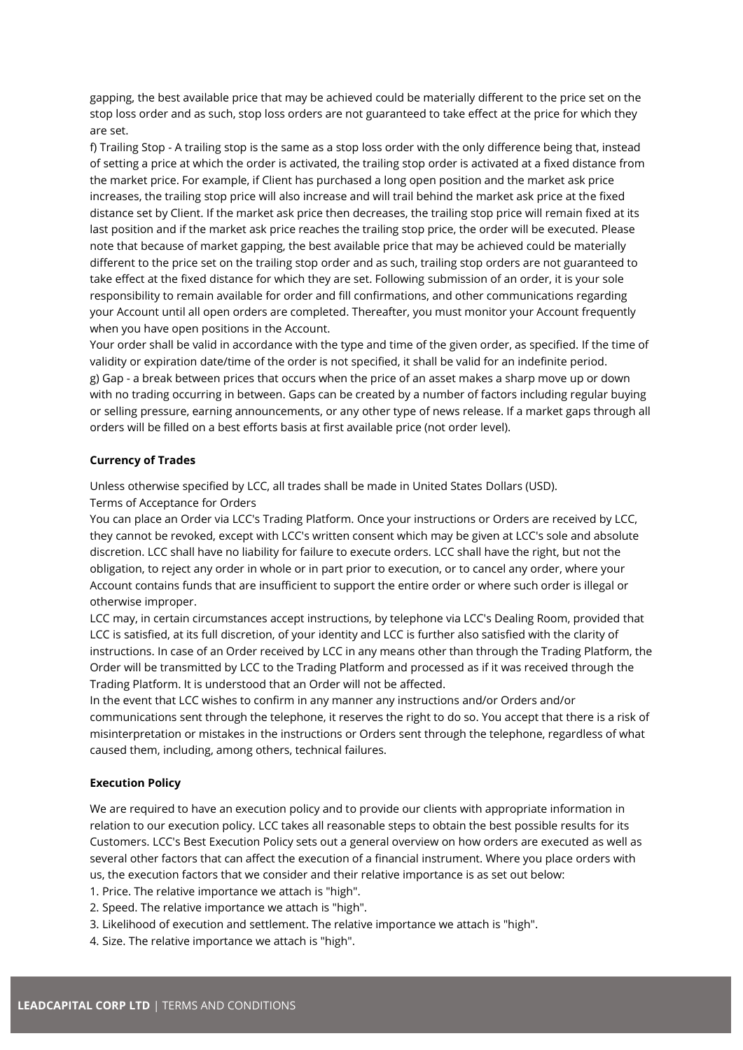gapping, the best available price that may be achieved could be materially different to the price set on the stop loss order and as such, stop loss orders are not guaranteed to take effect at the price for which they are set.

f) Trailing Stop - A trailing stop is the same as a stop loss order with the only difference being that, instead of setting a price at which the order is activated, the trailing stop order is activated at a fixed distance from the market price. For example, if Client has purchased a long open position and the market ask price increases, the trailing stop price will also increase and will trail behind the market ask price at the fixed distance set by Client. If the market ask price then decreases, the trailing stop price will remain fixed at its last position and if the market ask price reaches the trailing stop price, the order will be executed. Please note that because of market gapping, the best available price that may be achieved could be materially different to the price set on the trailing stop order and as such, trailing stop orders are not guaranteed to take effect at the fixed distance for which they are set. Following submission of an order, it is your sole responsibility to remain available for order and fill confirmations, and other communications regarding your Account until all open orders are completed. Thereafter, you must monitor your Account frequently when you have open positions in the Account.

Your order shall be valid in accordance with the type and time of the given order, as specified. If the time of validity or expiration date/time of the order is not specified, it shall be valid for an indefinite period.

g) Gap - a break between prices that occurs when the price of an asset makes a sharp move up or down with no trading occurring in between. Gaps can be created by a number of factors including regular buying or selling pressure, earning announcements, or any other type of news release. If a market gaps through all orders will be filled on a best efforts basis at first available price (not order level).

**Currency of Trades**

Unless otherwise specified by LCC, all trades shall be made in United States Dollars (USD).

Terms of Acceptance for Orders

You can place an Order via LCC's Trading Platform. Once your instructions or Orders are received by LCC, they cannot be revoked, except with LCC's written consent which may be given at LCC's sole and absolute discretion. LCC shall have no liability for failure to execute orders. LCC shall have the right, but not the obligation, to reject any order in whole or in part prior to execution, or to cancel any order, where your Account contains funds that are insufficient to support the entire order or where such order is illegal or otherwise improper.

LCC may, in certain circumstances accept instructions, by telephone via LCC's Dealing Room, provided that LCC is satisfied, at its full discretion, of your identity and LCC is further also satisfied with the clarity of instructions. In case of an Order received by LCC in any means other than through the Trading Platform, the Order will be transmitted by LCC to the Trading Platform and processed as if it was received through the Trading Platform. It is understood that an Order will not be affected.

In the event that LCC wishes to confirm in any manner any instructions and/or Orders and/or communications sent through the telephone, it reserves the right to do so. You accept that there is a risk of misinterpretation or mistakes in the instructions or Orders sent through the telephone, regardless of what caused them, including, among others, technical failures.

**Execution Policy**

We are required to have an execution policy and to provide our clients with appropriate information in relation to our execution policy. LCC takes all reasonable steps to obtain the best possible results for its Customers. LCC's Best Execution Policy sets out a general overview on how orders are executed as well as several other factors that can affect the execution of a financial instrument. Where you place orders with us, the execution factors that we consider and their relative importance is as set out below:

1. Price. The relative importance we attach is "high".
2. Speed. The relative importance we attach is "high".
3. Likelihood of execution and settlement. The relative importance we attach is "high".
4. Size. The relative importance we attach is "high".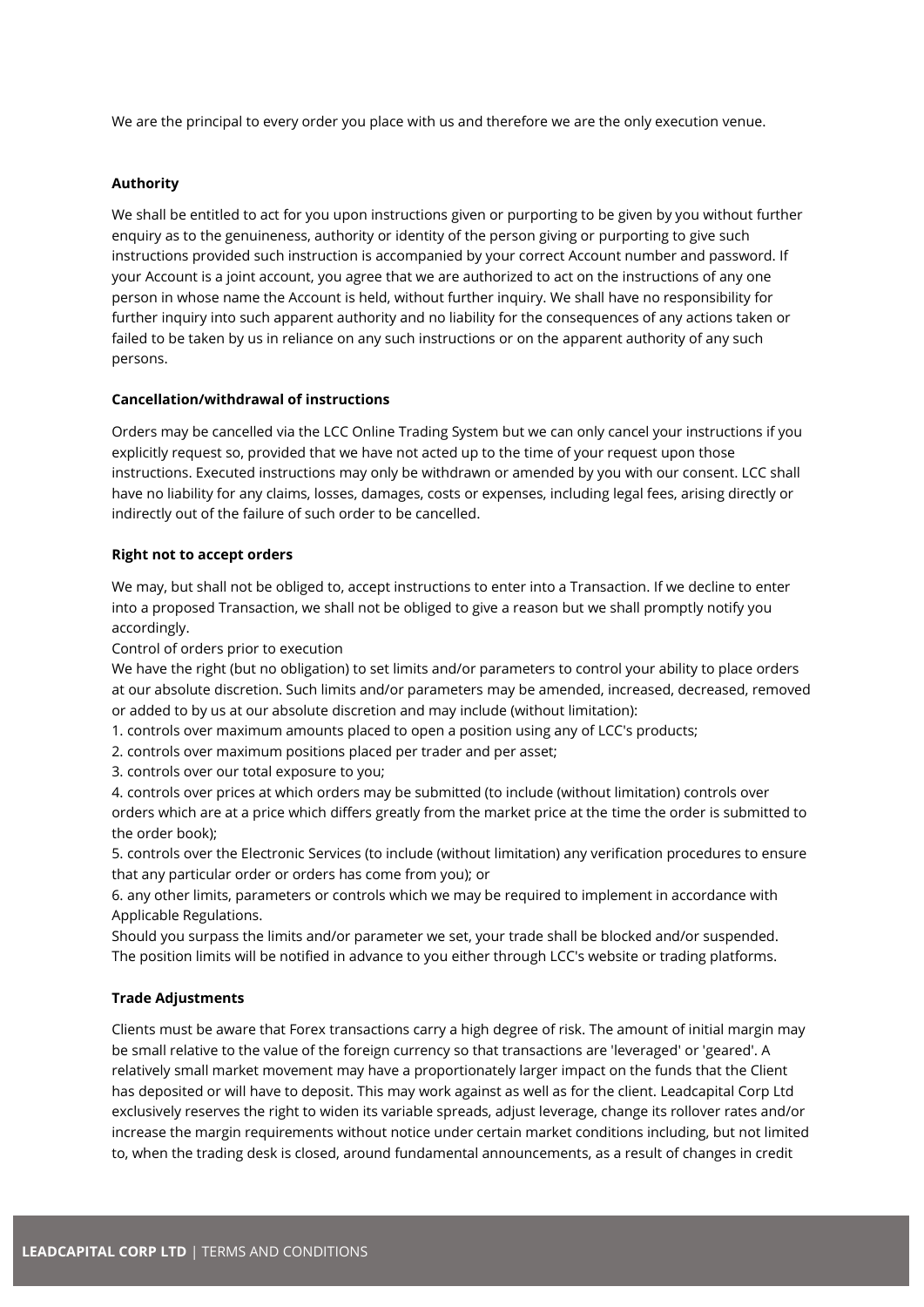We are the principal to every order you place with us and therefore we are the only execution venue.

**Authority**

We shall be entitled to act for you upon instructions given or purporting to be given by you without further enquiry as to the genuineness, authority or identity of the person giving or purporting to give such instructions provided such instruction is accompanied by your correct Account number and password. If your Account is a joint account, you agree that we are authorized to act on the instructions of any one person in whose name the Account is held, without further inquiry. We shall have no responsibility for further inquiry into such apparent authority and no liability for the consequences of any actions taken or failed to be taken by us in reliance on any such instructions or on the apparent authority of any such persons.

**Cancellation/withdrawal of instructions**

Orders may be cancelled via the LCC Online Trading System but we can only cancel your instructions if you explicitly request so, provided that we have not acted up to the time of your request upon those instructions. Executed instructions may only be withdrawn or amended by you with our consent. LCC shall have no liability for any claims, losses, damages, costs or expenses, including legal fees, arising directly or indirectly out of the failure of such order to be cancelled.

**Right not to accept orders**

We may, but shall not be obliged to, accept instructions to enter into a Transaction. If we decline to enter into a proposed Transaction, we shall not be obliged to give a reason but we shall promptly notify you accordingly.

Control of orders prior to execution

We have the right (but no obligation) to set limits and/or parameters to control your ability to place orders at our absolute discretion. Such limits and/or parameters may be amended, increased, decreased, removed or added to by us at our absolute discretion and may include (without limitation):

1. controls over maximum amounts placed to open a position using any of LCC's products;
2. controls over maximum positions placed per trader and per asset;
3. controls over our total exposure to you;
4. controls over prices at which orders may be submitted (to include (without limitation) controls over orders which are at a price which differs greatly from the market price at the time the order is submitted to the order book);
5. controls over the Electronic Services (to include (without limitation) any verification procedures to ensure that any particular order or orders has come from you); or
6. any other limits, parameters or controls which we may be required to implement in accordance with Applicable Regulations.

Should you surpass the limits and/or parameter we set, your trade shall be blocked and/or suspended. The position limits will be notified in advance to you either through LCC's website or trading platforms.

**Trade Adjustments**

Clients must be aware that Forex transactions carry a high degree of risk. The amount of initial margin may be small relative to the value of the foreign currency so that transactions are 'leveraged' or 'geared'. A relatively small market movement may have a proportionately larger impact on the funds that the Client has deposited or will have to deposit. This may work against as well as for the client. Leadcapital Corp Ltd exclusively reserves the right to widen its variable spreads, adjust leverage, change its rollover rates and/or increase the margin requirements without notice under certain market conditions including, but not limited to, when the trading desk is closed, around fundamental announcements, as a result of changes in credit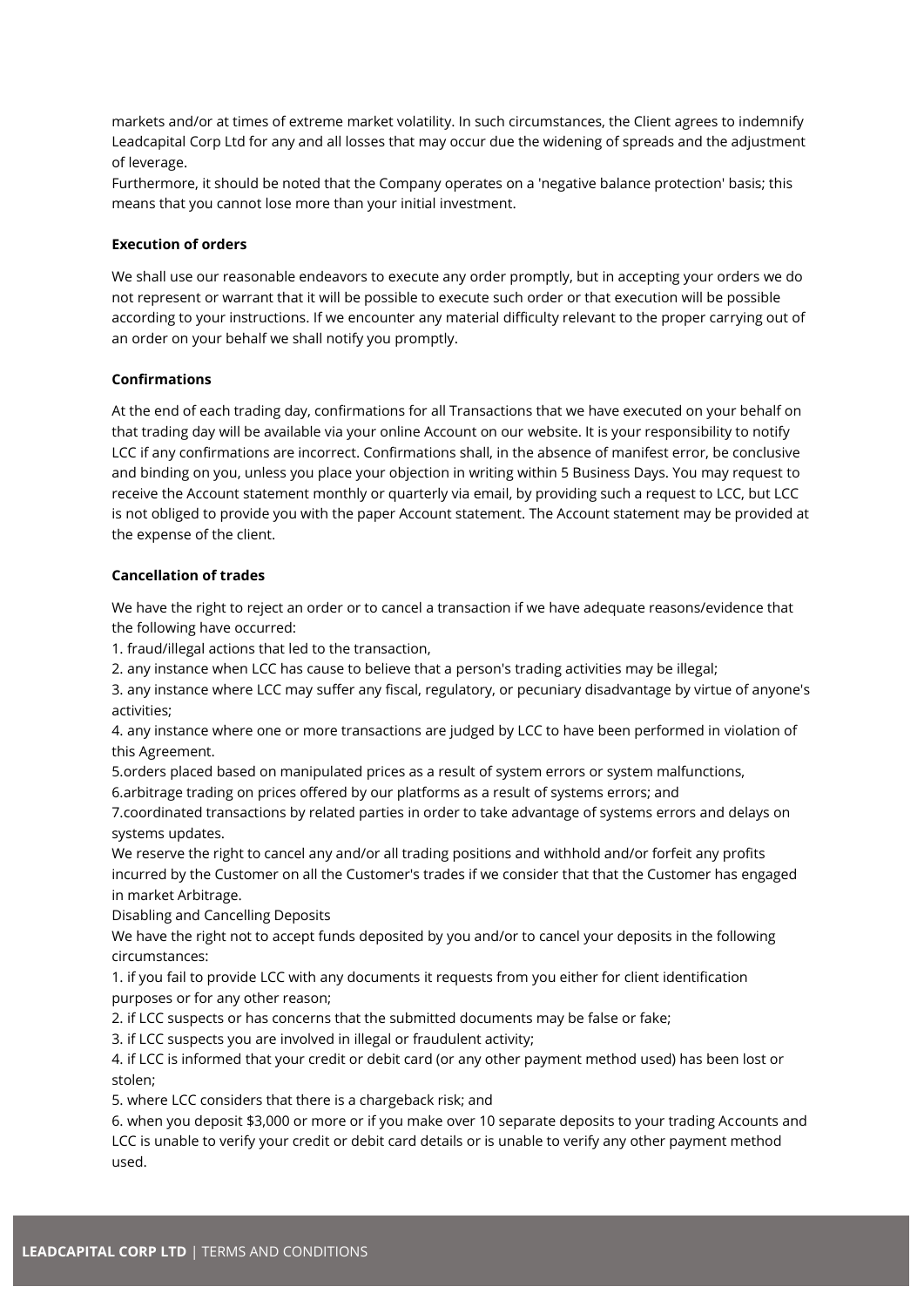markets and/or at times of extreme market volatility. In such circumstances, the Client agrees to indemnify Leadcapital Corp Ltd for any and all losses that may occur due the widening of spreads and the adjustment of leverage.

Furthermore, it should be noted that the Company operates on a 'negative balance protection' basis; this means that you cannot lose more than your initial investment.

**Execution of orders**

We shall use our reasonable endeavors to execute any order promptly, but in accepting your orders we do not represent or warrant that it will be possible to execute such order or that execution will be possible according to your instructions. If we encounter any material difficulty relevant to the proper carrying out of an order on your behalf we shall notify you promptly.

**Confirmations**

At the end of each trading day, confirmations for all Transactions that we have executed on your behalf on that trading day will be available via your online Account on our website. It is your responsibility to notify LCC if any confirmations are incorrect. Confirmations shall, in the absence of manifest error, be conclusive and binding on you, unless you place your objection in writing within 5 Business Days. You may request to receive the Account statement monthly or quarterly via email, by providing such a request to LCC, but LCC is not obliged to provide you with the paper Account statement. The Account statement may be provided at the expense of the client.

**Cancellation of trades**

We have the right to reject an order or to cancel a transaction if we have adequate reasons/evidence that the following have occurred:

1. fraud/illegal actions that led to the transaction,
2. any instance when LCC has cause to believe that a person's trading activities may be illegal;
3. any instance where LCC may suffer any fiscal, regulatory, or pecuniary disadvantage by virtue of anyone's activities;
4. any instance where one or more transactions are judged by LCC to have been performed in violation of this Agreement.
5. orders placed based on manipulated prices as a result of system errors or system malfunctions,
6. arbitrage trading on prices offered by our platforms as a result of systems errors; and
7. coordinated transactions by related parties in order to take advantage of systems errors and delays on systems updates.

We reserve the right to cancel any and/or all trading positions and withhold and/or forfeit any profits incurred by the Customer on all the Customer's trades if we consider that that the Customer has engaged in market Arbitrage.

Disabling and Cancelling Deposits

We have the right not to accept funds deposited by you and/or to cancel your deposits in the following circumstances:

1. if you fail to provide LCC with any documents it requests from you either for client identification purposes or for any other reason;
2. if LCC suspects or has concerns that the submitted documents may be false or fake;
3. if LCC suspects you are involved in illegal or fraudulent activity;
4. if LCC is informed that your credit or debit card (or any other payment method used) has been lost or stolen;
5. where LCC considers that there is a chargeback risk; and
6. when you deposit $3,000 or more or if you make over 10 separate deposits to your trading Accounts and LCC is unable to verify your credit or debit card details or is unable to verify any other payment method used.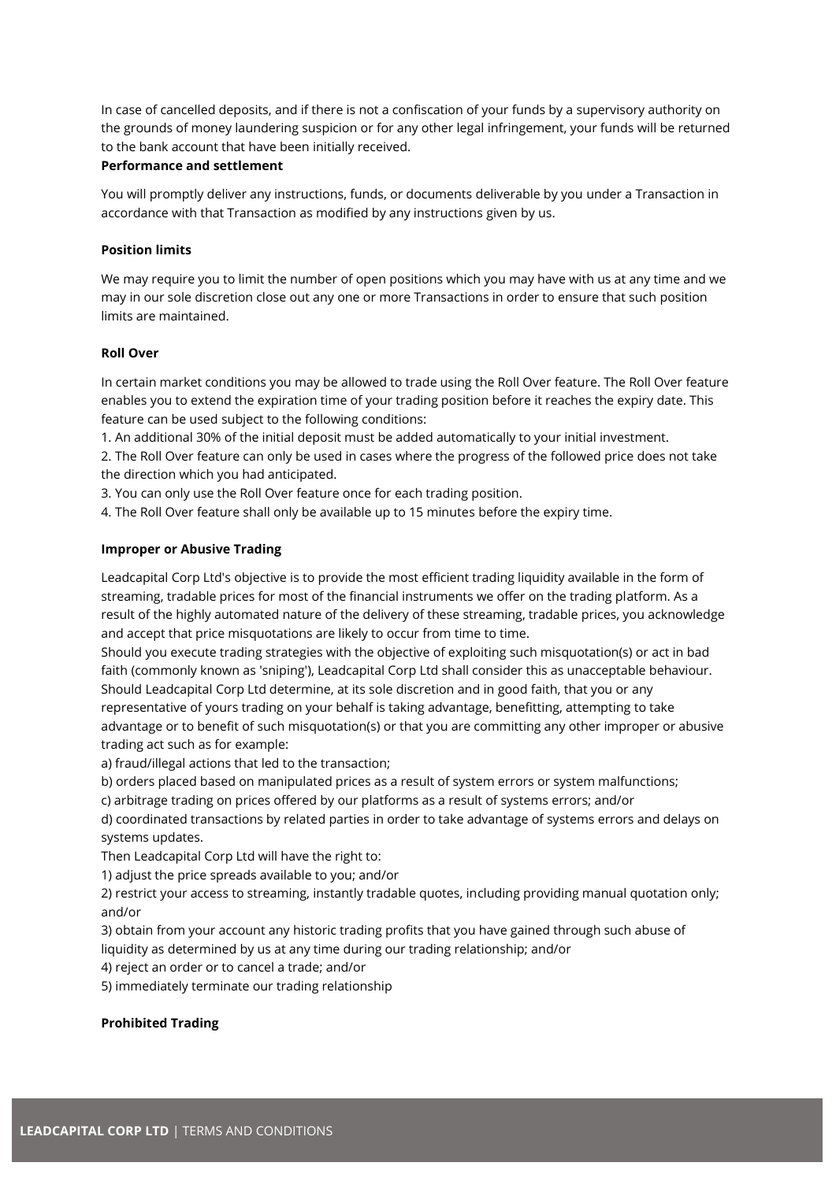In case of cancelled deposits, and if there is not a confiscation of your funds by a supervisory authority on the grounds of money laundering suspicion or for any other legal infringement, your funds will be returned to the bank account that have been initially received.

**Performance and settlement**

You will promptly deliver any instructions, funds, or documents deliverable by you under a Transaction in accordance with that Transaction as modified by any instructions given by us.

**Position limits**

We may require you to limit the number of open positions which you may have with us at any time and we may in our sole discretion close out any one or more Transactions in order to ensure that such position limits are maintained.

**Roll Over**

In certain market conditions you may be allowed to trade using the Roll Over feature. The Roll Over feature enables you to extend the expiration time of your trading position before it reaches the expiry date. This feature can be used subject to the following conditions:

1. An additional 30% of the initial deposit must be added automatically to your initial investment.
2. The Roll Over feature can only be used in cases where the progress of the followed price does not take the direction which you had anticipated.
3. You can only use the Roll Over feature once for each trading position.
4. The Roll Over feature shall only be available up to 15 minutes before the expiry time.

**Improper or Abusive Trading**

Leadcapital Corp Ltd's objective is to provide the most efficient trading liquidity available in the form of streaming, tradable prices for most of the financial instruments we offer on the trading platform. As a result of the highly automated nature of the delivery of these streaming, tradable prices, you acknowledge and accept that price misquotations are likely to occur from time to time.

Should you execute trading strategies with the objective of exploiting such misquotation(s) or act in bad faith (commonly known as 'sniping'), Leadcapital Corp Ltd shall consider this as unacceptable behaviour. Should Leadcapital Corp Ltd determine, at its sole discretion and in good faith, that you or any representative of yours trading on your behalf is taking advantage, benefitting, attempting to take advantage or to benefit of such misquotation(s) or that you are committing any other improper or abusive trading act such as for example:

a) fraud/illegal actions that led to the transaction;
b) orders placed based on manipulated prices as a result of system errors or system malfunctions;
c) arbitrage trading on prices offered by our platforms as a result of systems errors; and/or
d) coordinated transactions by related parties in order to take advantage of systems errors and delays on systems updates.

Then Leadcapital Corp Ltd will have the right to:

1) adjust the price spreads available to you; and/or
2) restrict your access to streaming, instantly tradable quotes, including providing manual quotation only; and/or
3) obtain from your account any historic trading profits that you have gained through such abuse of liquidity as determined by us at any time during our trading relationship; and/or
4) reject an order or to cancel a trade; and/or
5) immediately terminate our trading relationship

**Prohibited Trading**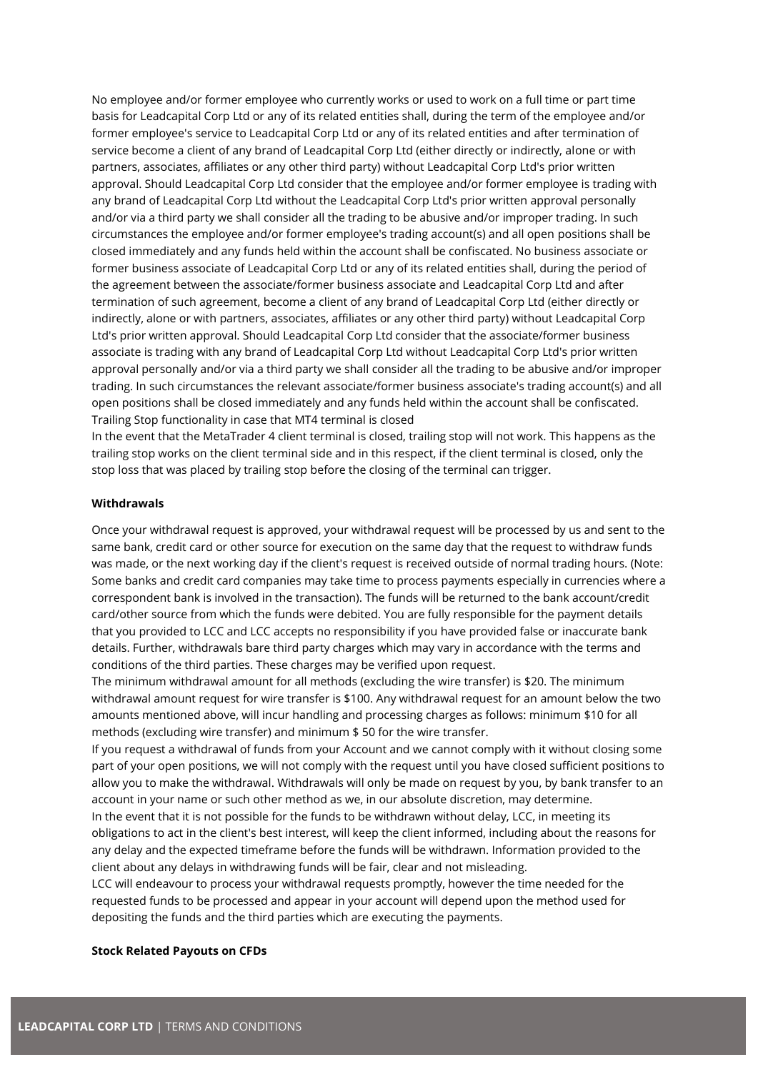No employee and/or former employee who currently works or used to work on a full time or part time basis for Leadcapital Corp Ltd or any of its related entities shall, during the term of the employee and/or former employee's service to Leadcapital Corp Ltd or any of its related entities and after termination of service become a client of any brand of Leadcapital Corp Ltd (either directly or indirectly, alone or with partners, associates, affiliates or any other third party) without Leadcapital Corp Ltd's prior written approval. Should Leadcapital Corp Ltd consider that the employee and/or former employee is trading with any brand of Leadcapital Corp Ltd without the Leadcapital Corp Ltd's prior written approval personally and/or via a third party we shall consider all the trading to be abusive and/or improper trading. In such circumstances the employee and/or former employee's trading account(s) and all open positions shall be closed immediately and any funds held within the account shall be confiscated. No business associate or former business associate of Leadcapital Corp Ltd or any of its related entities shall, during the period of the agreement between the associate/former business associate and Leadcapital Corp Ltd and after termination of such agreement, become a client of any brand of Leadcapital Corp Ltd (either directly or indirectly, alone or with partners, associates, affiliates or any other third party) without Leadcapital Corp Ltd's prior written approval. Should Leadcapital Corp Ltd consider that the associate/former business associate is trading with any brand of Leadcapital Corp Ltd without Leadcapital Corp Ltd's prior written approval personally and/or via a third party we shall consider all the trading to be abusive and/or improper trading. In such circumstances the relevant associate/former business associate's trading account(s) and all open positions shall be closed immediately and any funds held within the account shall be confiscated.
Trailing Stop functionality in case that MT4 terminal is closed
In the event that the MetaTrader 4 client terminal is closed, trailing stop will not work. This happens as the trailing stop works on the client terminal side and in this respect, if the client terminal is closed, only the stop loss that was placed by trailing stop before the closing of the terminal can trigger.

**Withdrawals**

Once your withdrawal request is approved, your withdrawal request will be processed by us and sent to the same bank, credit card or other source for execution on the same day that the request to withdraw funds was made, or the next working day if the client's request is received outside of normal trading hours. (Note: Some banks and credit card companies may take time to process payments especially in currencies where a correspondent bank is involved in the transaction). The funds will be returned to the bank account/credit card/other source from which the funds were debited. You are fully responsible for the payment details that you provided to LCC and LCC accepts no responsibility if you have provided false or inaccurate bank details. Further, withdrawals bare third party charges which may vary in accordance with the terms and conditions of the third parties. These charges may be verified upon request.
The minimum withdrawal amount for all methods (excluding the wire transfer) is $20. The minimum withdrawal amount request for wire transfer is $100. Any withdrawal request for an amount below the two amounts mentioned above, will incur handling and processing charges as follows: minimum $10 for all methods (excluding wire transfer) and minimum $ 50 for the wire transfer.
If you request a withdrawal of funds from your Account and we cannot comply with it without closing some part of your open positions, we will not comply with the request until you have closed sufficient positions to allow you to make the withdrawal. Withdrawals will only be made on request by you, by bank transfer to an account in your name or such other method as we, in our absolute discretion, may determine.
In the event that it is not possible for the funds to be withdrawn without delay, LCC, in meeting its obligations to act in the client's best interest, will keep the client informed, including about the reasons for any delay and the expected timeframe before the funds will be withdrawn. Information provided to the client about any delays in withdrawing funds will be fair, clear and not misleading.
LCC will endeavour to process your withdrawal requests promptly, however the time needed for the requested funds to be processed and appear in your account will depend upon the method used for depositing the funds and the third parties which are executing the payments.

**Stock Related Payouts on CFDs**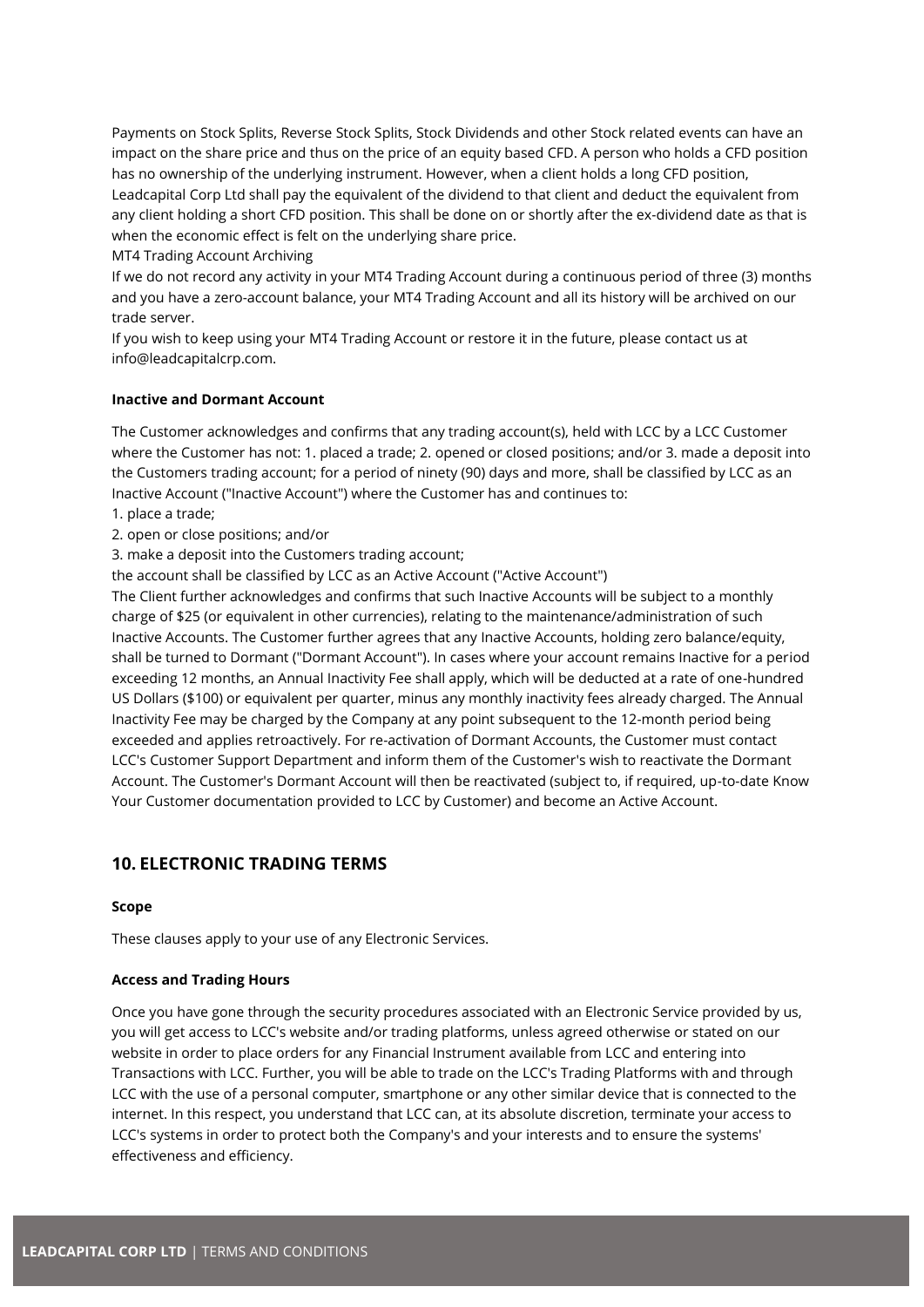Payments on Stock Splits, Reverse Stock Splits, Stock Dividends and other Stock related events can have an impact on the share price and thus on the price of an equity based CFD. A person who holds a CFD position has no ownership of the underlying instrument. However, when a client holds a long CFD position, Leadcapital Corp Ltd shall pay the equivalent of the dividend to that client and deduct the equivalent from any client holding a short CFD position. This shall be done on or shortly after the ex-dividend date as that is when the economic effect is felt on the underlying share price.

MT4 Trading Account Archiving

If we do not record any activity in your MT4 Trading Account during a continuous period of three (3) months and you have a zero-account balance, your MT4 Trading Account and all its history will be archived on our trade server.

If you wish to keep using your MT4 Trading Account or restore it in the future, please contact us at info@leadcapitalcrp.com.

**Inactive and Dormant Account**

The Customer acknowledges and confirms that any trading account(s), held with LCC by a LCC Customer where the Customer has not: 1. placed a trade; 2. opened or closed positions; and/or 3. made a deposit into the Customers trading account; for a period of ninety (90) days and more, shall be classified by LCC as an Inactive Account ("Inactive Account") where the Customer has and continues to:

1. place a trade;
2. open or close positions; and/or
3. make a deposit into the Customers trading account;

the account shall be classified by LCC as an Active Account ("Active Account")

The Client further acknowledges and confirms that such Inactive Accounts will be subject to a monthly charge of $25 (or equivalent in other currencies), relating to the maintenance/administration of such Inactive Accounts. The Customer further agrees that any Inactive Accounts, holding zero balance/equity, shall be turned to Dormant ("Dormant Account"). In cases where your account remains Inactive for a period exceeding 12 months, an Annual Inactivity Fee shall apply, which will be deducted at a rate of one-hundred US Dollars ($100) or equivalent per quarter, minus any monthly inactivity fees already charged. The Annual Inactivity Fee may be charged by the Company at any point subsequent to the 12-month period being exceeded and applies retroactively. For re-activation of Dormant Accounts, the Customer must contact LCC's Customer Support Department and inform them of the Customer's wish to reactivate the Dormant Account. The Customer's Dormant Account will then be reactivated (subject to, if required, up-to-date Know Your Customer documentation provided to LCC by Customer) and become an Active Account.

## 10. ELECTRONIC TRADING TERMS

**Scope**

These clauses apply to your use of any Electronic Services.

**Access and Trading Hours**

Once you have gone through the security procedures associated with an Electronic Service provided by us, you will get access to LCC's website and/or trading platforms, unless agreed otherwise or stated on our website in order to place orders for any Financial Instrument available from LCC and entering into Transactions with LCC. Further, you will be able to trade on the LCC's Trading Platforms with and through LCC with the use of a personal computer, smartphone or any other similar device that is connected to the internet. In this respect, you understand that LCC can, at its absolute discretion, terminate your access to LCC's systems in order to protect both the Company's and your interests and to ensure the systems' effectiveness and efficiency.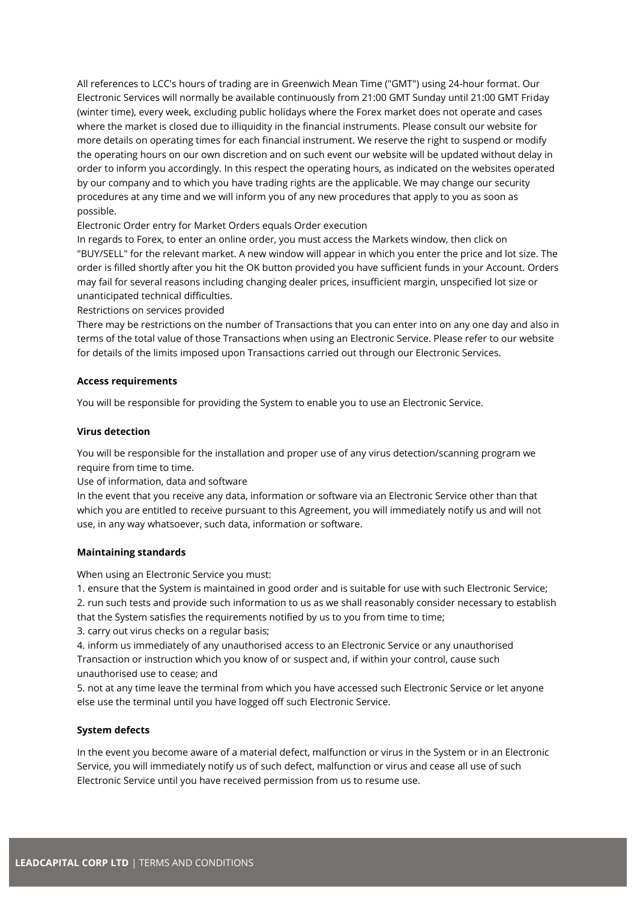All references to LCC's hours of trading are in Greenwich Mean Time ("GMT") using 24-hour format. Our Electronic Services will normally be available continuously from 21:00 GMT Sunday until 21:00 GMT Friday (winter time), every week, excluding public holidays where the Forex market does not operate and cases where the market is closed due to illiquidity in the financial instruments. Please consult our website for more details on operating times for each financial instrument. We reserve the right to suspend or modify the operating hours on our own discretion and on such event our website will be updated without delay in order to inform you accordingly. In this respect the operating hours, as indicated on the websites operated by our company and to which you have trading rights are the applicable. We may change our security procedures at any time and we will inform you of any new procedures that apply to you as soon as possible.

Electronic Order entry for Market Orders equals Order execution

In regards to Forex, to enter an online order, you must access the Markets window, then click on "BUY/SELL" for the relevant market. A new window will appear in which you enter the price and lot size. The order is filled shortly after you hit the OK button provided you have sufficient funds in your Account. Orders may fail for several reasons including changing dealer prices, insufficient margin, unspecified lot size or unanticipated technical difficulties.

Restrictions on services provided

There may be restrictions on the number of Transactions that you can enter into on any one day and also in terms of the total value of those Transactions when using an Electronic Service. Please refer to our website for details of the limits imposed upon Transactions carried out through our Electronic Services.

**Access requirements**

You will be responsible for providing the System to enable you to use an Electronic Service.

**Virus detection**

You will be responsible for the installation and proper use of any virus detection/scanning program we require from time to time.

Use of information, data and software

In the event that you receive any data, information or software via an Electronic Service other than that which you are entitled to receive pursuant to this Agreement, you will immediately notify us and will not use, in any way whatsoever, such data, information or software.

**Maintaining standards**

When using an Electronic Service you must:

1. ensure that the System is maintained in good order and is suitable for use with such Electronic Service;
2. run such tests and provide such information to us as we shall reasonably consider necessary to establish that the System satisfies the requirements notified by us to you from time to time;
3. carry out virus checks on a regular basis;
4. inform us immediately of any unauthorised access to an Electronic Service or any unauthorised Transaction or instruction which you know of or suspect and, if within your control, cause such unauthorised use to cease; and
5. not at any time leave the terminal from which you have accessed such Electronic Service or let anyone else use the terminal until you have logged off such Electronic Service.

**System defects**

In the event you become aware of a material defect, malfunction or virus in the System or in an Electronic Service, you will immediately notify us of such defect, malfunction or virus and cease all use of such Electronic Service until you have received permission from us to resume use.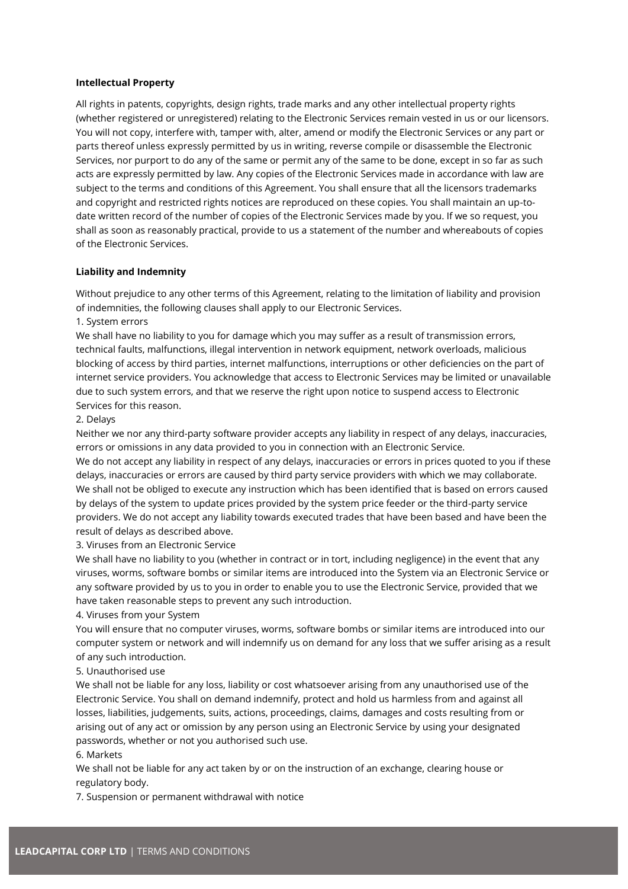**Intellectual Property**

All rights in patents, copyrights, design rights, trade marks and any other intellectual property rights (whether registered or unregistered) relating to the Electronic Services remain vested in us or our licensors. You will not copy, interfere with, tamper with, alter, amend or modify the Electronic Services or any part or parts thereof unless expressly permitted by us in writing, reverse compile or disassemble the Electronic Services, nor purport to do any of the same or permit any of the same to be done, except in so far as such acts are expressly permitted by law. Any copies of the Electronic Services made in accordance with law are subject to the terms and conditions of this Agreement. You shall ensure that all the licensors trademarks and copyright and restricted rights notices are reproduced on these copies. You shall maintain an up-to-date written record of the number of copies of the Electronic Services made by you. If we so request, you shall as soon as reasonably practical, provide to us a statement of the number and whereabouts of copies of the Electronic Services.

**Liability and Indemnity**

Without prejudice to any other terms of this Agreement, relating to the limitation of liability and provision of indemnities, the following clauses shall apply to our Electronic Services.

1. System errors

We shall have no liability to you for damage which you may suffer as a result of transmission errors, technical faults, malfunctions, illegal intervention in network equipment, network overloads, malicious blocking of access by third parties, internet malfunctions, interruptions or other deficiencies on the part of internet service providers. You acknowledge that access to Electronic Services may be limited or unavailable due to such system errors, and that we reserve the right upon notice to suspend access to Electronic Services for this reason.

2. Delays

Neither we nor any third-party software provider accepts any liability in respect of any delays, inaccuracies, errors or omissions in any data provided to you in connection with an Electronic Service.

We do not accept any liability in respect of any delays, inaccuracies or errors in prices quoted to you if these delays, inaccuracies or errors are caused by third party service providers with which we may collaborate. We shall not be obliged to execute any instruction which has been identified that is based on errors caused by delays of the system to update prices provided by the system price feeder or the third-party service providers. We do not accept any liability towards executed trades that have been based and have been the result of delays as described above.

3. Viruses from an Electronic Service

We shall have no liability to you (whether in contract or in tort, including negligence) in the event that any viruses, worms, software bombs or similar items are introduced into the System via an Electronic Service or any software provided by us to you in order to enable you to use the Electronic Service, provided that we have taken reasonable steps to prevent any such introduction.

4. Viruses from your System

You will ensure that no computer viruses, worms, software bombs or similar items are introduced into our computer system or network and will indemnify us on demand for any loss that we suffer arising as a result of any such introduction.

5. Unauthorised use

We shall not be liable for any loss, liability or cost whatsoever arising from any unauthorised use of the Electronic Service. You shall on demand indemnify, protect and hold us harmless from and against all losses, liabilities, judgements, suits, actions, proceedings, claims, damages and costs resulting from or arising out of any act or omission by any person using an Electronic Service by using your designated passwords, whether or not you authorised such use.

6. Markets

We shall not be liable for any act taken by or on the instruction of an exchange, clearing house or regulatory body.

7. Suspension or permanent withdrawal with notice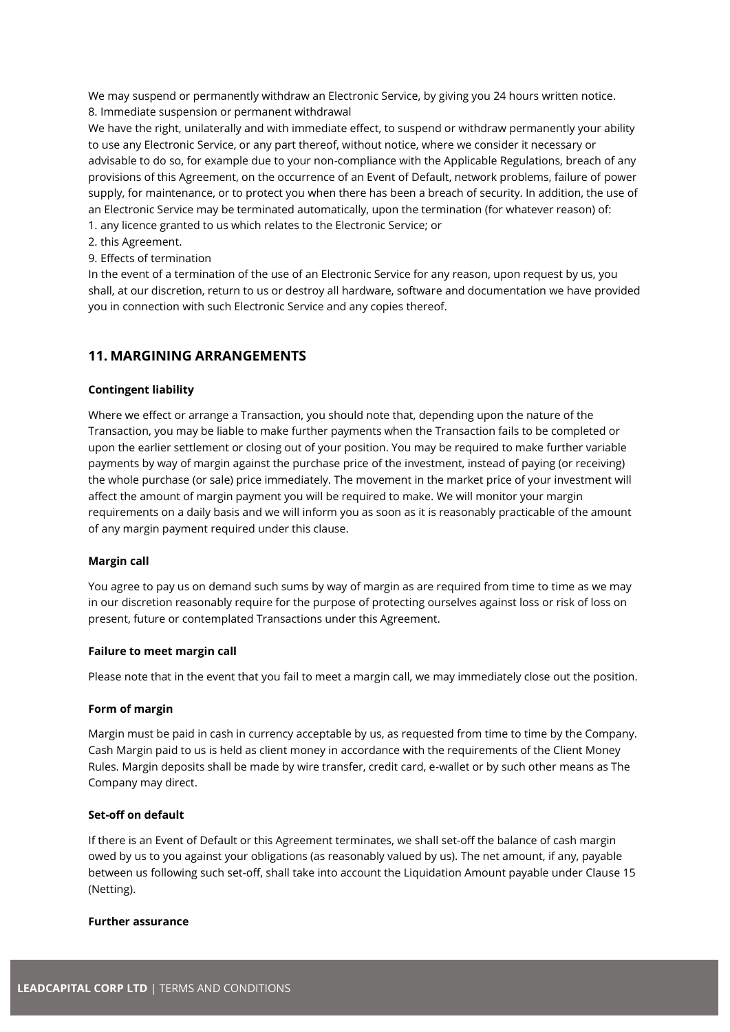We may suspend or permanently withdraw an Electronic Service, by giving you 24 hours written notice.

8. Immediate suspension or permanent withdrawal

We have the right, unilaterally and with immediate effect, to suspend or withdraw permanently your ability to use any Electronic Service, or any part thereof, without notice, where we consider it necessary or advisable to do so, for example due to your non-compliance with the Applicable Regulations, breach of any provisions of this Agreement, on the occurrence of an Event of Default, network problems, failure of power supply, for maintenance, or to protect you when there has been a breach of security. In addition, the use of an Electronic Service may be terminated automatically, upon the termination (for whatever reason) of:

1. any licence granted to us which relates to the Electronic Service; or
2. this Agreement.

9. Effects of termination

In the event of a termination of the use of an Electronic Service for any reason, upon request by us, you shall, at our discretion, return to us or destroy all hardware, software and documentation we have provided you in connection with such Electronic Service and any copies thereof.

## 11. MARGINING ARRANGEMENTS

**Contingent liability**

Where we effect or arrange a Transaction, you should note that, depending upon the nature of the Transaction, you may be liable to make further payments when the Transaction fails to be completed or upon the earlier settlement or closing out of your position. You may be required to make further variable payments by way of margin against the purchase price of the investment, instead of paying (or receiving) the whole purchase (or sale) price immediately. The movement in the market price of your investment will affect the amount of margin payment you will be required to make. We will monitor your margin requirements on a daily basis and we will inform you as soon as it is reasonably practicable of the amount of any margin payment required under this clause.

**Margin call**

You agree to pay us on demand such sums by way of margin as are required from time to time as we may in our discretion reasonably require for the purpose of protecting ourselves against loss or risk of loss on present, future or contemplated Transactions under this Agreement.

**Failure to meet margin call**

Please note that in the event that you fail to meet a margin call, we may immediately close out the position.

**Form of margin**

Margin must be paid in cash in currency acceptable by us, as requested from time to time by the Company. Cash Margin paid to us is held as client money in accordance with the requirements of the Client Money Rules. Margin deposits shall be made by wire transfer, credit card, e-wallet or by such other means as The Company may direct.

**Set-off on default**

If there is an Event of Default or this Agreement terminates, we shall set-off the balance of cash margin owed by us to you against your obligations (as reasonably valued by us). The net amount, if any, payable between us following such set-off, shall take into account the Liquidation Amount payable under Clause 15 (Netting).

**Further assurance**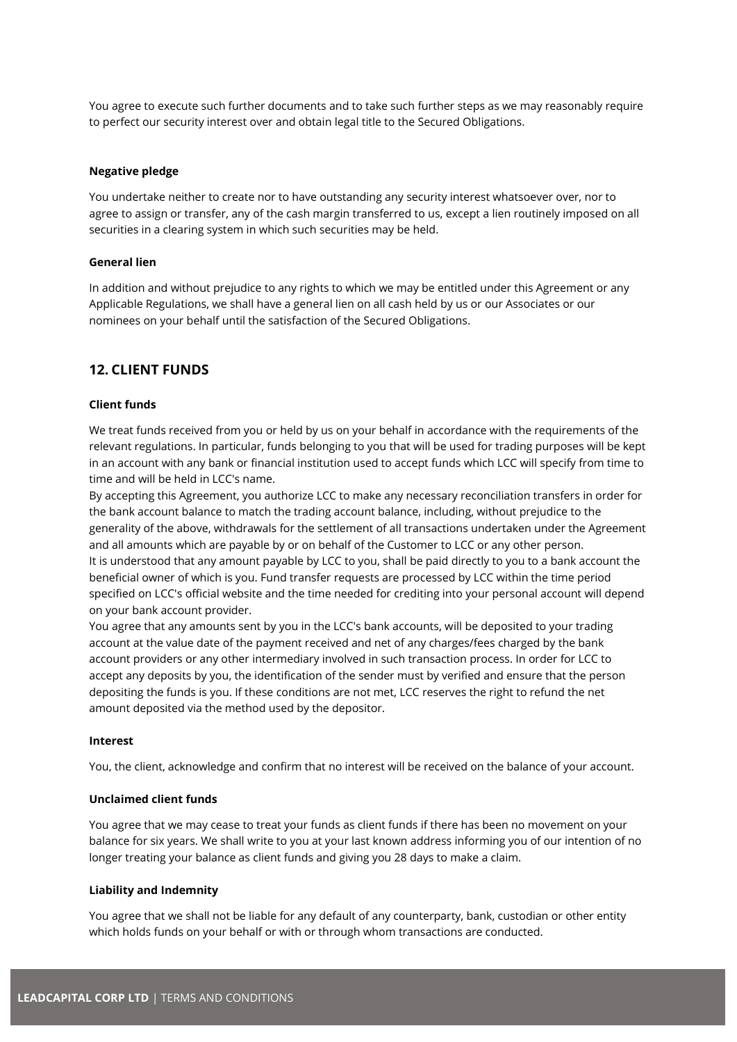You agree to execute such further documents and to take such further steps as we may reasonably require to perfect our security interest over and obtain legal title to the Secured Obligations.

**Negative pledge**

You undertake neither to create nor to have outstanding any security interest whatsoever over, nor to agree to assign or transfer, any of the cash margin transferred to us, except a lien routinely imposed on all securities in a clearing system in which such securities may be held.

**General lien**

In addition and without prejudice to any rights to which we may be entitled under this Agreement or any Applicable Regulations, we shall have a general lien on all cash held by us or our Associates or our nominees on your behalf until the satisfaction of the Secured Obligations.

## 12. CLIENT FUNDS

**Client funds**

We treat funds received from you or held by us on your behalf in accordance with the requirements of the relevant regulations. In particular, funds belonging to you that will be used for trading purposes will be kept in an account with any bank or financial institution used to accept funds which LCC will specify from time to time and will be held in LCC's name.

By accepting this Agreement, you authorize LCC to make any necessary reconciliation transfers in order for the bank account balance to match the trading account balance, including, without prejudice to the generality of the above, withdrawals for the settlement of all transactions undertaken under the Agreement and all amounts which are payable by or on behalf of the Customer to LCC or any other person.

It is understood that any amount payable by LCC to you, shall be paid directly to you to a bank account the beneficial owner of which is you. Fund transfer requests are processed by LCC within the time period specified on LCC's official website and the time needed for crediting into your personal account will depend on your bank account provider.

You agree that any amounts sent by you in the LCC's bank accounts, will be deposited to your trading account at the value date of the payment received and net of any charges/fees charged by the bank account providers or any other intermediary involved in such transaction process. In order for LCC to accept any deposits by you, the identification of the sender must by verified and ensure that the person depositing the funds is you. If these conditions are not met, LCC reserves the right to refund the net amount deposited via the method used by the depositor.

**Interest**

You, the client, acknowledge and confirm that no interest will be received on the balance of your account.

**Unclaimed client funds**

You agree that we may cease to treat your funds as client funds if there has been no movement on your balance for six years. We shall write to you at your last known address informing you of our intention of no longer treating your balance as client funds and giving you 28 days to make a claim.

**Liability and Indemnity**

You agree that we shall not be liable for any default of any counterparty, bank, custodian or other entity which holds funds on your behalf or with or through whom transactions are conducted.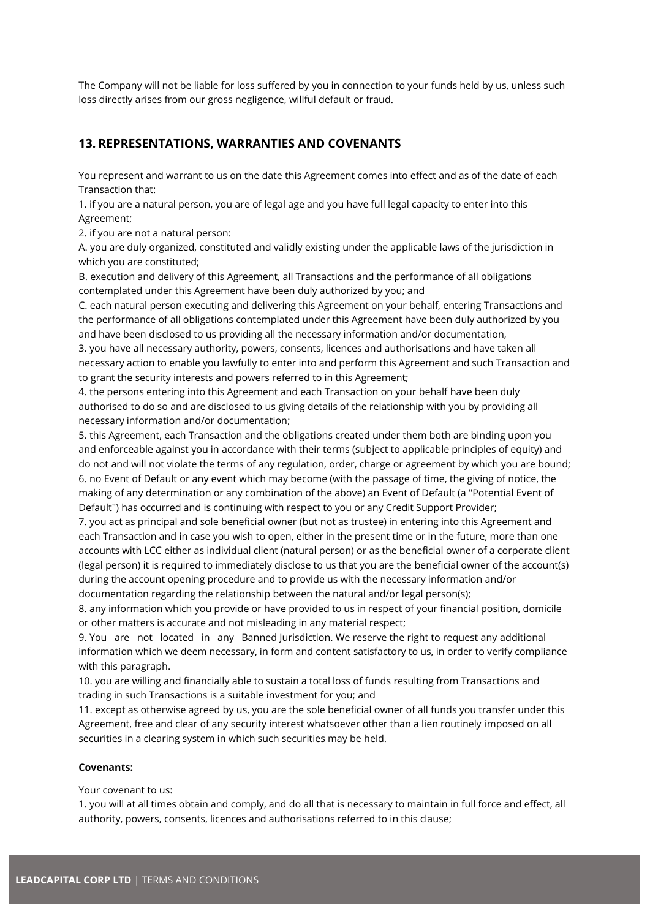The Company will not be liable for loss suffered by you in connection to your funds held by us, unless such loss directly arises from our gross negligence, willful default or fraud.

## 13. REPRESENTATIONS, WARRANTIES AND COVENANTS

You represent and warrant to us on the date this Agreement comes into effect and as of the date of each Transaction that:

1. if you are a natural person, you are of legal age and you have full legal capacity to enter into this Agreement;
2. if you are not a natural person:

A. you are duly organized, constituted and validly existing under the applicable laws of the jurisdiction in which you are constituted;

B. execution and delivery of this Agreement, all Transactions and the performance of all obligations contemplated under this Agreement have been duly authorized by you; and

C. each natural person executing and delivering this Agreement on your behalf, entering Transactions and the performance of all obligations contemplated under this Agreement have been duly authorized by you and have been disclosed to us providing all the necessary information and/or documentation,

3. you have all necessary authority, powers, consents, licences and authorisations and have taken all necessary action to enable you lawfully to enter into and perform this Agreement and such Transaction and to grant the security interests and powers referred to in this Agreement;
4. the persons entering into this Agreement and each Transaction on your behalf have been duly authorised to do so and are disclosed to us giving details of the relationship with you by providing all necessary information and/or documentation;
5. this Agreement, each Transaction and the obligations created under them both are binding upon you and enforceable against you in accordance with their terms (subject to applicable principles of equity) and do not and will not violate the terms of any regulation, order, charge or agreement by which you are bound;
6. no Event of Default or any event which may become (with the passage of time, the giving of notice, the making of any determination or any combination of the above) an Event of Default (a "Potential Event of Default") has occurred and is continuing with respect to you or any Credit Support Provider;
7. you act as principal and sole beneficial owner (but not as trustee) in entering into this Agreement and each Transaction and in case you wish to open, either in the present time or in the future, more than one accounts with LCC either as individual client (natural person) or as the beneficial owner of a corporate client (legal person) it is required to immediately disclose to us that you are the beneficial owner of the account(s) during the account opening procedure and to provide us with the necessary information and/or documentation regarding the relationship between the natural and/or legal person(s);
8. any information which you provide or have provided to us in respect of your financial position, domicile or other matters is accurate and not misleading in any material respect;
9. You are not located in any Banned Jurisdiction. We reserve the right to request any additional information which we deem necessary, in form and content satisfactory to us, in order to verify compliance with this paragraph.
10. you are willing and financially able to sustain a total loss of funds resulting from Transactions and trading in such Transactions is a suitable investment for you; and
11. except as otherwise agreed by us, you are the sole beneficial owner of all funds you transfer under this Agreement, free and clear of any security interest whatsoever other than a lien routinely imposed on all securities in a clearing system in which such securities may be held.

**Covenants:**

Your covenant to us:

1. you will at all times obtain and comply, and do all that is necessary to maintain in full force and effect, all authority, powers, consents, licences and authorisations referred to in this clause;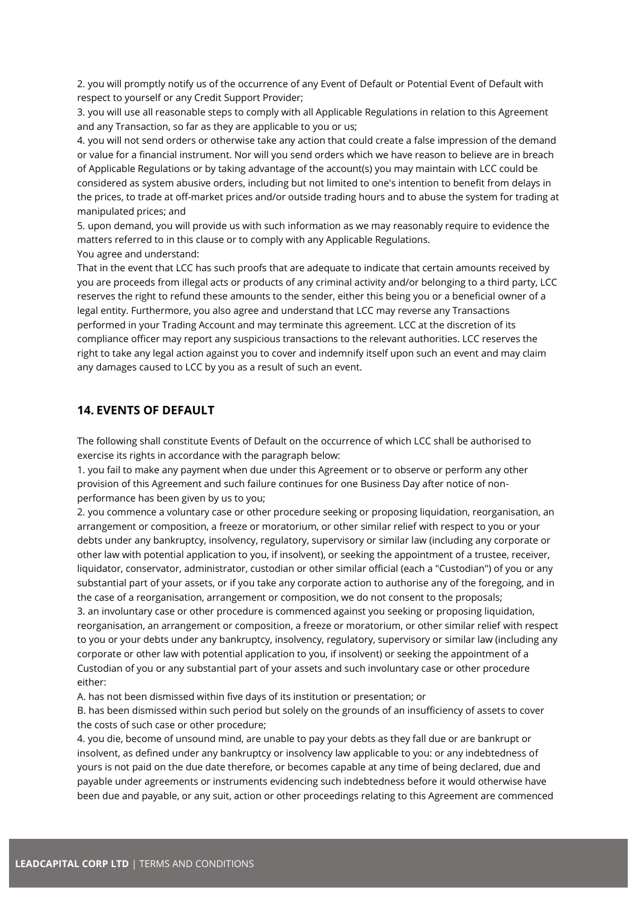2. you will promptly notify us of the occurrence of any Event of Default or Potential Event of Default with respect to yourself or any Credit Support Provider;

3. you will use all reasonable steps to comply with all Applicable Regulations in relation to this Agreement and any Transaction, so far as they are applicable to you or us;

4. you will not send orders or otherwise take any action that could create a false impression of the demand or value for a financial instrument. Nor will you send orders which we have reason to believe are in breach of Applicable Regulations or by taking advantage of the account(s) you may maintain with LCC could be considered as system abusive orders, including but not limited to one's intention to benefit from delays in the prices, to trade at off-market prices and/or outside trading hours and to abuse the system for trading at manipulated prices; and

5. upon demand, you will provide us with such information as we may reasonably require to evidence the matters referred to in this clause or to comply with any Applicable Regulations.

You agree and understand:

That in the event that LCC has such proofs that are adequate to indicate that certain amounts received by you are proceeds from illegal acts or products of any criminal activity and/or belonging to a third party, LCC reserves the right to refund these amounts to the sender, either this being you or a beneficial owner of a legal entity. Furthermore, you also agree and understand that LCC may reverse any Transactions performed in your Trading Account and may terminate this agreement. LCC at the discretion of its compliance officer may report any suspicious transactions to the relevant authorities. LCC reserves the right to take any legal action against you to cover and indemnify itself upon such an event and may claim any damages caused to LCC by you as a result of such an event.

## 14. EVENTS OF DEFAULT

The following shall constitute Events of Default on the occurrence of which LCC shall be authorised to exercise its rights in accordance with the paragraph below:

1. you fail to make any payment when due under this Agreement or to observe or perform any other provision of this Agreement and such failure continues for one Business Day after notice of non-performance has been given by us to you;

2. you commence a voluntary case or other procedure seeking or proposing liquidation, reorganisation, an arrangement or composition, a freeze or moratorium, or other similar relief with respect to you or your debts under any bankruptcy, insolvency, regulatory, supervisory or similar law (including any corporate or other law with potential application to you, if insolvent), or seeking the appointment of a trustee, receiver, liquidator, conservator, administrator, custodian or other similar official (each a "Custodian") of you or any substantial part of your assets, or if you take any corporate action to authorise any of the foregoing, and in the case of a reorganisation, arrangement or composition, we do not consent to the proposals;

3. an involuntary case or other procedure is commenced against you seeking or proposing liquidation, reorganisation, an arrangement or composition, a freeze or moratorium, or other similar relief with respect to you or your debts under any bankruptcy, insolvency, regulatory, supervisory or similar law (including any corporate or other law with potential application to you, if insolvent) or seeking the appointment of a Custodian of you or any substantial part of your assets and such involuntary case or other procedure either:

A. has not been dismissed within five days of its institution or presentation; or

B. has been dismissed within such period but solely on the grounds of an insufficiency of assets to cover the costs of such case or other procedure;

4. you die, become of unsound mind, are unable to pay your debts as they fall due or are bankrupt or insolvent, as defined under any bankruptcy or insolvency law applicable to you: or any indebtedness of yours is not paid on the due date therefore, or becomes capable at any time of being declared, due and payable under agreements or instruments evidencing such indebtedness before it would otherwise have been due and payable, or any suit, action or other proceedings relating to this Agreement are commenced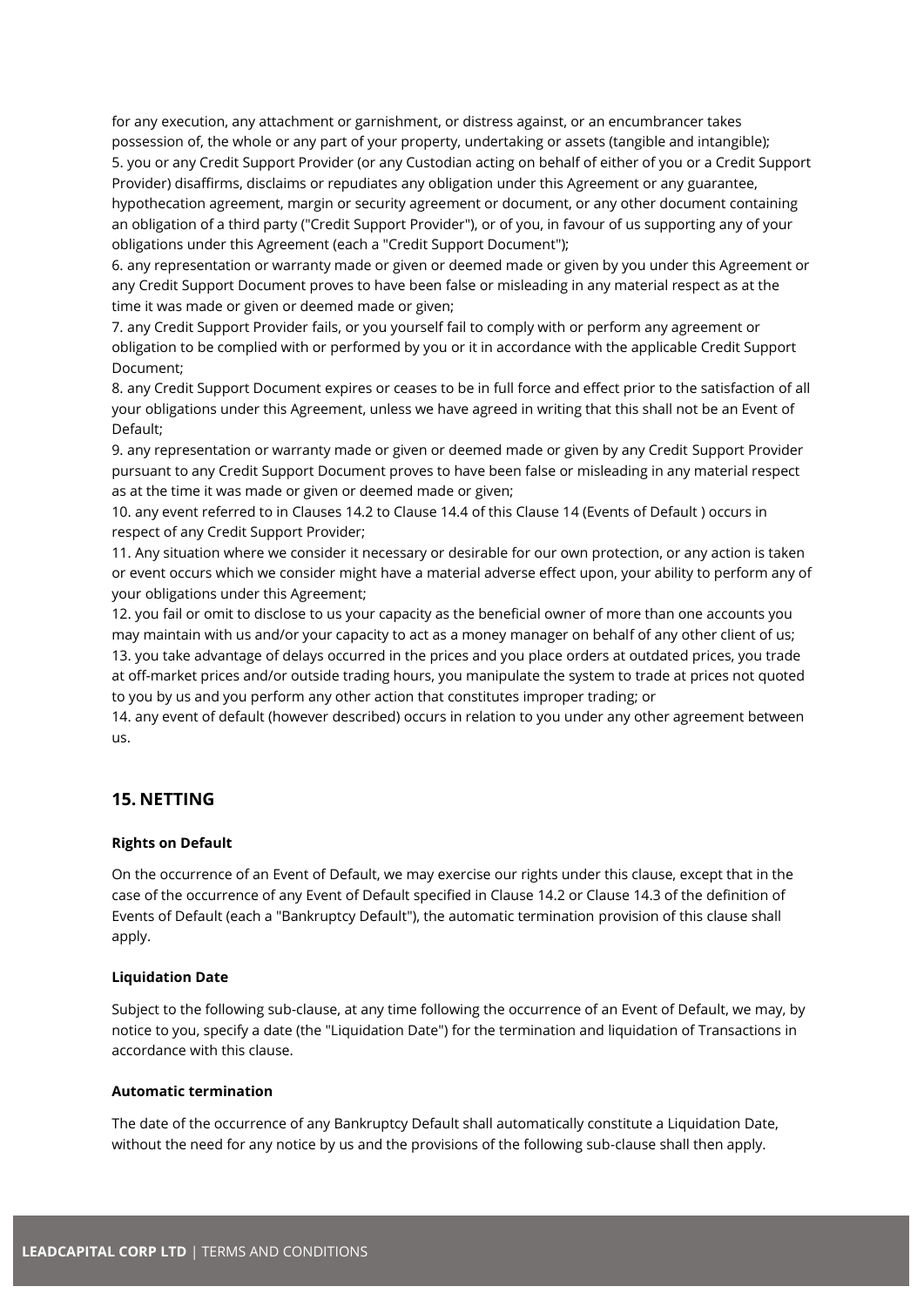for any execution, any attachment or garnishment, or distress against, or an encumbrancer takes possession of, the whole or any part of your property, undertaking or assets (tangible and intangible);

5. you or any Credit Support Provider (or any Custodian acting on behalf of either of you or a Credit Support Provider) disaffirms, disclaims or repudiates any obligation under this Agreement or any guarantee, hypothecation agreement, margin or security agreement or document, or any other document containing an obligation of a third party ("Credit Support Provider"), or of you, in favour of us supporting any of your obligations under this Agreement (each a "Credit Support Document");
6. any representation or warranty made or given or deemed made or given by you under this Agreement or any Credit Support Document proves to have been false or misleading in any material respect as at the time it was made or given or deemed made or given;
7. any Credit Support Provider fails, or you yourself fail to comply with or perform any agreement or obligation to be complied with or performed by you or it in accordance with the applicable Credit Support Document;
8. any Credit Support Document expires or ceases to be in full force and effect prior to the satisfaction of all your obligations under this Agreement, unless we have agreed in writing that this shall not be an Event of Default;
9. any representation or warranty made or given or deemed made or given by any Credit Support Provider pursuant to any Credit Support Document proves to have been false or misleading in any material respect as at the time it was made or given or deemed made or given;
10. any event referred to in Clauses 14.2 to Clause 14.4 of this Clause 14 (Events of Default ) occurs in respect of any Credit Support Provider;
11. Any situation where we consider it necessary or desirable for our own protection, or any action is taken or event occurs which we consider might have a material adverse effect upon, your ability to perform any of your obligations under this Agreement;
12. you fail or omit to disclose to us your capacity as the beneficial owner of more than one accounts you may maintain with us and/or your capacity to act as a money manager on behalf of any other client of us;
13. you take advantage of delays occurred in the prices and you place orders at outdated prices, you trade at off-market prices and/or outside trading hours, you manipulate the system to trade at prices not quoted to you by us and you perform any other action that constitutes improper trading; or
14. any event of default (however described) occurs in relation to you under any other agreement between us.

## 15. NETTING

#### Rights on Default

On the occurrence of an Event of Default, we may exercise our rights under this clause, except that in the case of the occurrence of any Event of Default specified in Clause 14.2 or Clause 14.3 of the definition of Events of Default (each a "Bankruptcy Default"), the automatic termination provision of this clause shall apply.

#### Liquidation Date

Subject to the following sub-clause, at any time following the occurrence of an Event of Default, we may, by notice to you, specify a date (the "Liquidation Date") for the termination and liquidation of Transactions in accordance with this clause.

#### Automatic termination

The date of the occurrence of any Bankruptcy Default shall automatically constitute a Liquidation Date, without the need for any notice by us and the provisions of the following sub-clause shall then apply.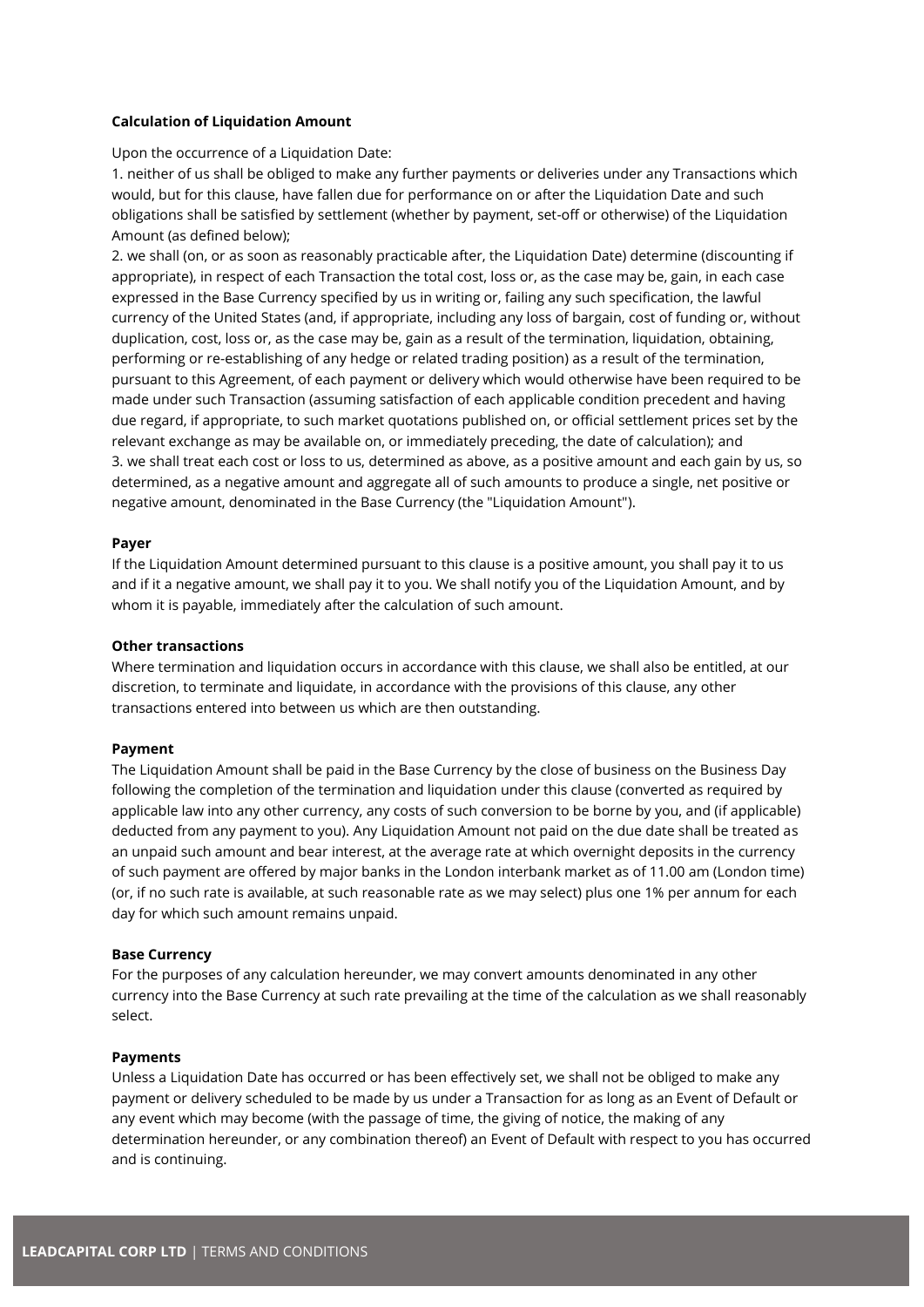**Calculation of Liquidation Amount**

Upon the occurrence of a Liquidation Date:

1. neither of us shall be obliged to make any further payments or deliveries under any Transactions which would, but for this clause, have fallen due for performance on or after the Liquidation Date and such obligations shall be satisfied by settlement (whether by payment, set-off or otherwise) of the Liquidation Amount (as defined below);
2. we shall (on, or as soon as reasonably practicable after, the Liquidation Date) determine (discounting if appropriate), in respect of each Transaction the total cost, loss or, as the case may be, gain, in each case expressed in the Base Currency specified by us in writing or, failing any such specification, the lawful currency of the United States (and, if appropriate, including any loss of bargain, cost of funding or, without duplication, cost, loss or, as the case may be, gain as a result of the termination, liquidation, obtaining, performing or re-establishing of any hedge or related trading position) as a result of the termination, pursuant to this Agreement, of each payment or delivery which would otherwise have been required to be made under such Transaction (assuming satisfaction of each applicable condition precedent and having due regard, if appropriate, to such market quotations published on, or official settlement prices set by the relevant exchange as may be available on, or immediately preceding, the date of calculation); and
3. we shall treat each cost or loss to us, determined as above, as a positive amount and each gain by us, so determined, as a negative amount and aggregate all of such amounts to produce a single, net positive or negative amount, denominated in the Base Currency (the "Liquidation Amount").

**Payer**

If the Liquidation Amount determined pursuant to this clause is a positive amount, you shall pay it to us and if it a negative amount, we shall pay it to you. We shall notify you of the Liquidation Amount, and by whom it is payable, immediately after the calculation of such amount.

**Other transactions**

Where termination and liquidation occurs in accordance with this clause, we shall also be entitled, at our discretion, to terminate and liquidate, in accordance with the provisions of this clause, any other transactions entered into between us which are then outstanding.

**Payment**

The Liquidation Amount shall be paid in the Base Currency by the close of business on the Business Day following the completion of the termination and liquidation under this clause (converted as required by applicable law into any other currency, any costs of such conversion to be borne by you, and (if applicable) deducted from any payment to you). Any Liquidation Amount not paid on the due date shall be treated as an unpaid such amount and bear interest, at the average rate at which overnight deposits in the currency of such payment are offered by major banks in the London interbank market as of 11.00 am (London time) (or, if no such rate is available, at such reasonable rate as we may select) plus one 1% per annum for each day for which such amount remains unpaid.

**Base Currency**

For the purposes of any calculation hereunder, we may convert amounts denominated in any other currency into the Base Currency at such rate prevailing at the time of the calculation as we shall reasonably select.

**Payments**

Unless a Liquidation Date has occurred or has been effectively set, we shall not be obliged to make any payment or delivery scheduled to be made by us under a Transaction for as long as an Event of Default or any event which may become (with the passage of time, the giving of notice, the making of any determination hereunder, or any combination thereof) an Event of Default with respect to you has occurred and is continuing.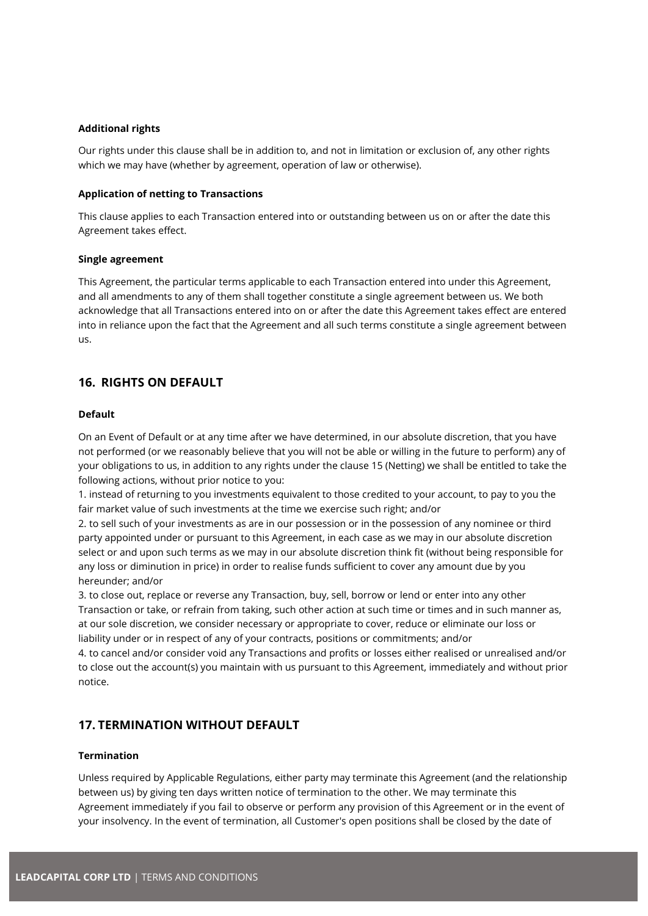**Additional rights**

Our rights under this clause shall be in addition to, and not in limitation or exclusion of, any other rights which we may have (whether by agreement, operation of law or otherwise).

**Application of netting to Transactions**

This clause applies to each Transaction entered into or outstanding between us on or after the date this Agreement takes effect.

**Single agreement**

This Agreement, the particular terms applicable to each Transaction entered into under this Agreement, and all amendments to any of them shall together constitute a single agreement between us. We both acknowledge that all Transactions entered into on or after the date this Agreement takes effect are entered into in reliance upon the fact that the Agreement and all such terms constitute a single agreement between us.

## 16. RIGHTS ON DEFAULT

**Default**

On an Event of Default or at any time after we have determined, in our absolute discretion, that you have not performed (or we reasonably believe that you will not be able or willing in the future to perform) any of your obligations to us, in addition to any rights under the clause 15 (Netting) we shall be entitled to take the following actions, without prior notice to you:

1. instead of returning to you investments equivalent to those credited to your account, to pay to you the fair market value of such investments at the time we exercise such right; and/or
2. to sell such of your investments as are in our possession or in the possession of any nominee or third party appointed under or pursuant to this Agreement, in each case as we may in our absolute discretion select or and upon such terms as we may in our absolute discretion think fit (without being responsible for any loss or diminution in price) in order to realise funds sufficient to cover any amount due by you hereunder; and/or
3. to close out, replace or reverse any Transaction, buy, sell, borrow or lend or enter into any other Transaction or take, or refrain from taking, such other action at such time or times and in such manner as, at our sole discretion, we consider necessary or appropriate to cover, reduce or eliminate our loss or liability under or in respect of any of your contracts, positions or commitments; and/or
4. to cancel and/or consider void any Transactions and profits or losses either realised or unrealised and/or to close out the account(s) you maintain with us pursuant to this Agreement, immediately and without prior notice.

## 17. TERMINATION WITHOUT DEFAULT

**Termination**

Unless required by Applicable Regulations, either party may terminate this Agreement (and the relationship between us) by giving ten days written notice of termination to the other. We may terminate this Agreement immediately if you fail to observe or perform any provision of this Agreement or in the event of your insolvency. In the event of termination, all Customer's open positions shall be closed by the date of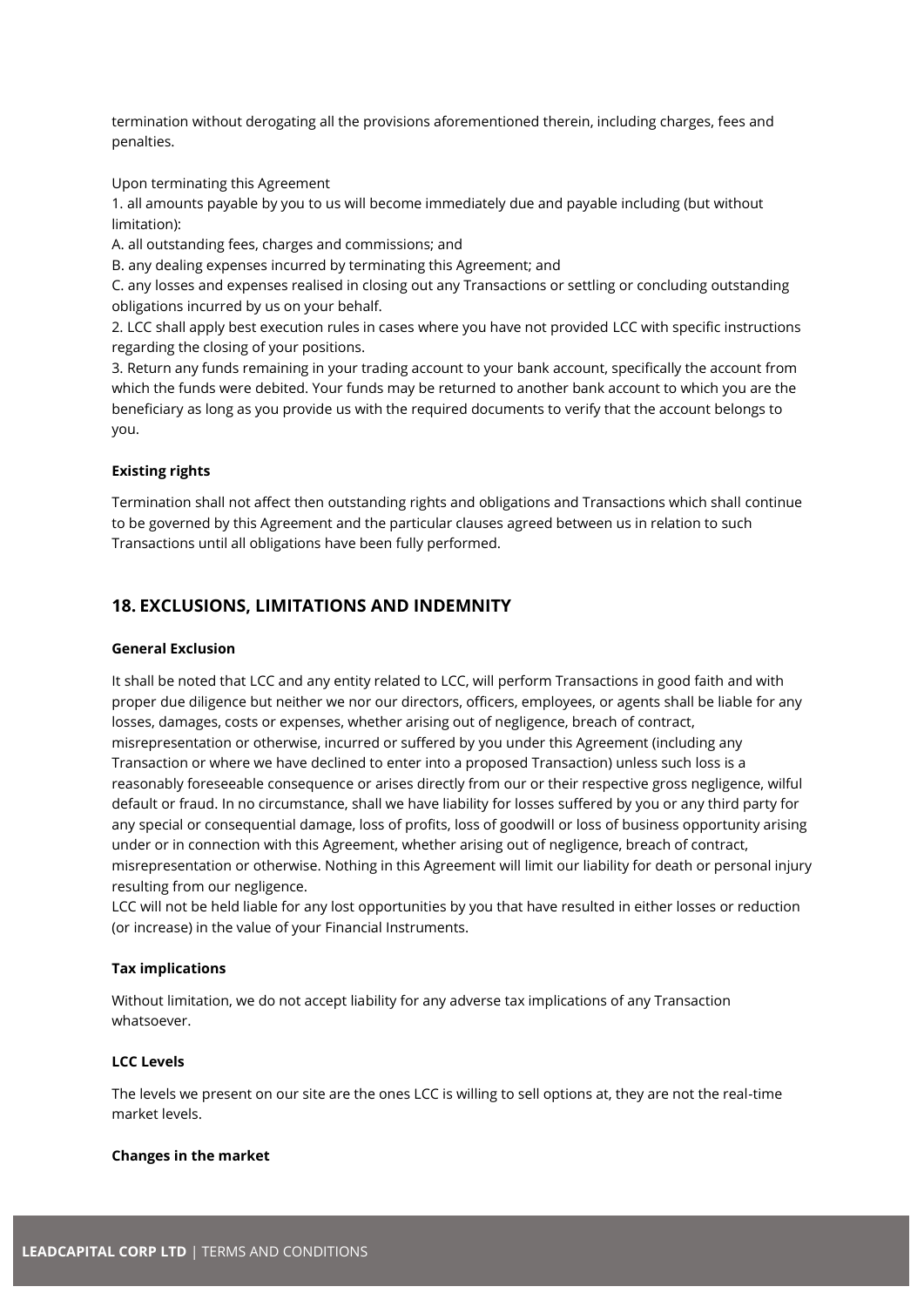termination without derogating all the provisions aforementioned therein, including charges, fees and penalties.

Upon terminating this Agreement

1. all amounts payable by you to us will become immediately due and payable including (but without limitation):

A. all outstanding fees, charges and commissions; and

B. any dealing expenses incurred by terminating this Agreement; and

C. any losses and expenses realised in closing out any Transactions or settling or concluding outstanding obligations incurred by us on your behalf.

2. LCC shall apply best execution rules in cases where you have not provided LCC with specific instructions regarding the closing of your positions.

3. Return any funds remaining in your trading account to your bank account, specifically the account from which the funds were debited. Your funds may be returned to another bank account to which you are the beneficiary as long as you provide us with the required documents to verify that the account belongs to you.

**Existing rights**

Termination shall not affect then outstanding rights and obligations and Transactions which shall continue to be governed by this Agreement and the particular clauses agreed between us in relation to such Transactions until all obligations have been fully performed.

## 18. EXCLUSIONS, LIMITATIONS AND INDEMNITY

**General Exclusion**

It shall be noted that LCC and any entity related to LCC, will perform Transactions in good faith and with proper due diligence but neither we nor our directors, officers, employees, or agents shall be liable for any losses, damages, costs or expenses, whether arising out of negligence, breach of contract, misrepresentation or otherwise, incurred or suffered by you under this Agreement (including any Transaction or where we have declined to enter into a proposed Transaction) unless such loss is a reasonably foreseeable consequence or arises directly from our or their respective gross negligence, wilful default or fraud. In no circumstance, shall we have liability for losses suffered by you or any third party for any special or consequential damage, loss of profits, loss of goodwill or loss of business opportunity arising under or in connection with this Agreement, whether arising out of negligence, breach of contract, misrepresentation or otherwise. Nothing in this Agreement will limit our liability for death or personal injury resulting from our negligence.

LCC will not be held liable for any lost opportunities by you that have resulted in either losses or reduction (or increase) in the value of your Financial Instruments.

**Tax implications**

Without limitation, we do not accept liability for any adverse tax implications of any Transaction whatsoever.

**LCC Levels**

The levels we present on our site are the ones LCC is willing to sell options at, they are not the real-time market levels.

**Changes in the market**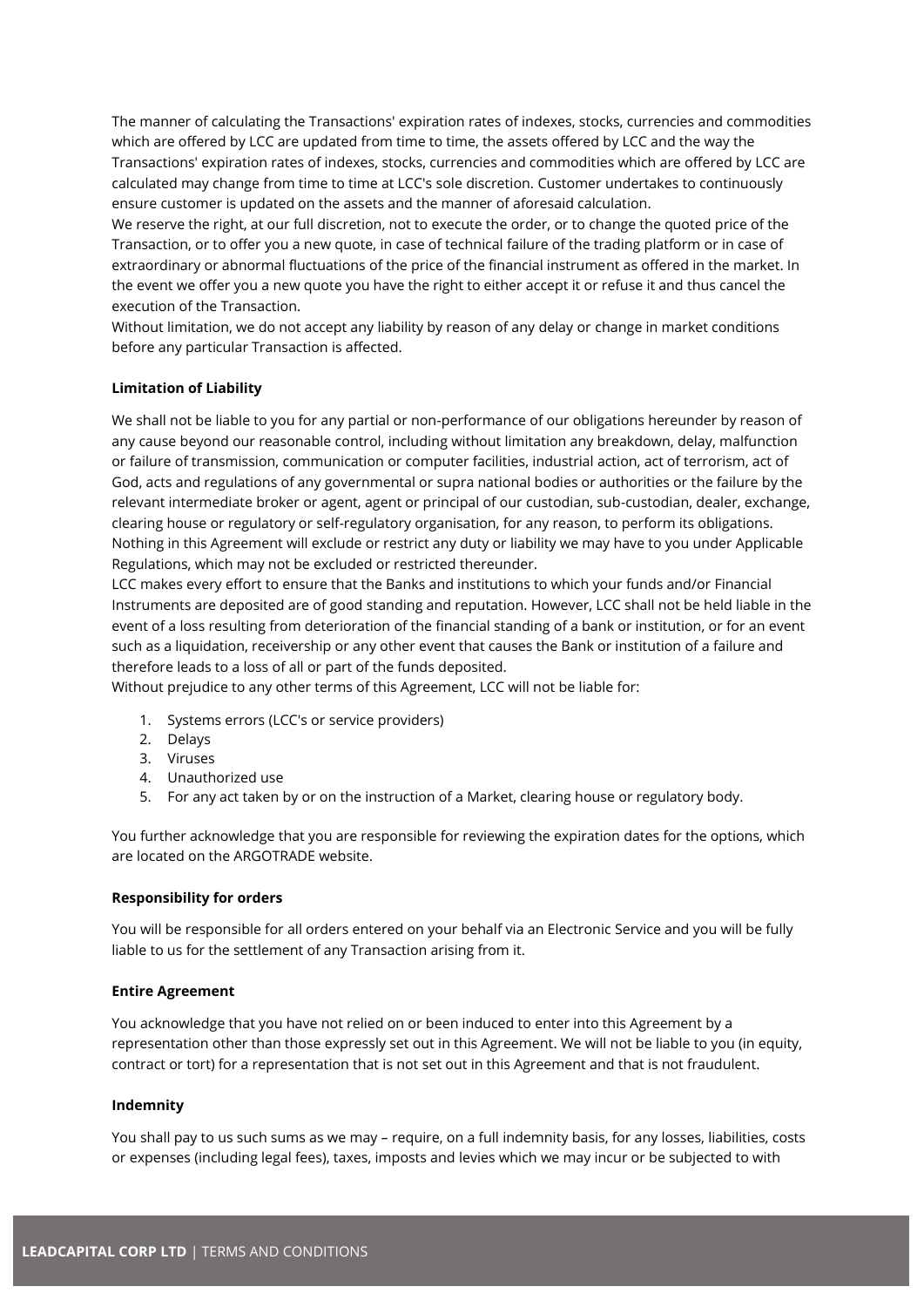The manner of calculating the Transactions' expiration rates of indexes, stocks, currencies and commodities which are offered by LCC are updated from time to time, the assets offered by LCC and the way the Transactions' expiration rates of indexes, stocks, currencies and commodities which are offered by LCC are calculated may change from time to time at LCC's sole discretion. Customer undertakes to continuously ensure customer is updated on the assets and the manner of aforesaid calculation.

We reserve the right, at our full discretion, not to execute the order, or to change the quoted price of the Transaction, or to offer you a new quote, in case of technical failure of the trading platform or in case of extraordinary or abnormal fluctuations of the price of the financial instrument as offered in the market. In the event we offer you a new quote you have the right to either accept it or refuse it and thus cancel the execution of the Transaction.

Without limitation, we do not accept any liability by reason of any delay or change in market conditions before any particular Transaction is affected.

**Limitation of Liability**

We shall not be liable to you for any partial or non-performance of our obligations hereunder by reason of any cause beyond our reasonable control, including without limitation any breakdown, delay, malfunction or failure of transmission, communication or computer facilities, industrial action, act of terrorism, act of God, acts and regulations of any governmental or supra national bodies or authorities or the failure by the relevant intermediate broker or agent, agent or principal of our custodian, sub-custodian, dealer, exchange, clearing house or regulatory or self-regulatory organisation, for any reason, to perform its obligations.

Nothing in this Agreement will exclude or restrict any duty or liability we may have to you under Applicable Regulations, which may not be excluded or restricted thereunder.

LCC makes every effort to ensure that the Banks and institutions to which your funds and/or Financial Instruments are deposited are of good standing and reputation. However, LCC shall not be held liable in the event of a loss resulting from deterioration of the financial standing of a bank or institution, or for an event such as a liquidation, receivership or any other event that causes the Bank or institution of a failure and therefore leads to a loss of all or part of the funds deposited.

Without prejudice to any other terms of this Agreement, LCC will not be liable for:

1. Systems errors (LCC's or service providers)
2. Delays
3. Viruses
4. Unauthorized use
5. For any act taken by or on the instruction of a Market, clearing house or regulatory body.

You further acknowledge that you are responsible for reviewing the expiration dates for the options, which are located on the ARGOTRADE website.

**Responsibility for orders**

You will be responsible for all orders entered on your behalf via an Electronic Service and you will be fully liable to us for the settlement of any Transaction arising from it.

**Entire Agreement**

You acknowledge that you have not relied on or been induced to enter into this Agreement by a representation other than those expressly set out in this Agreement. We will not be liable to you (in equity, contract or tort) for a representation that is not set out in this Agreement and that is not fraudulent.

**Indemnity**

You shall pay to us such sums as we may – require, on a full indemnity basis, for any losses, liabilities, costs or expenses (including legal fees), taxes, imposts and levies which we may incur or be subjected to with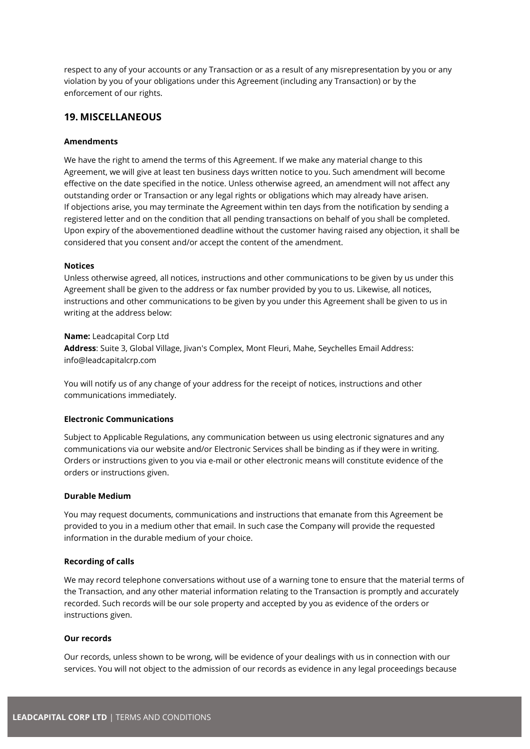respect to any of your accounts or any Transaction or as a result of any misrepresentation by you or any violation by you of your obligations under this Agreement (including any Transaction) or by the enforcement of our rights.

## 19. MISCELLANEOUS

**Amendments**

We have the right to amend the terms of this Agreement. If we make any material change to this Agreement, we will give at least ten business days written notice to you. Such amendment will become effective on the date specified in the notice. Unless otherwise agreed, an amendment will not affect any outstanding order or Transaction or any legal rights or obligations which may already have arisen. If objections arise, you may terminate the Agreement within ten days from the notification by sending a registered letter and on the condition that all pending transactions on behalf of you shall be completed. Upon expiry of the abovementioned deadline without the customer having raised any objection, it shall be considered that you consent and/or accept the content of the amendment.

**Notices**

Unless otherwise agreed, all notices, instructions and other communications to be given by us under this Agreement shall be given to the address or fax number provided by you to us. Likewise, all notices, instructions and other communications to be given by you under this Agreement shall be given to us in writing at the address below:

**Name:** Leadcapital Corp Ltd
**Address**: Suite 3, Global Village, Jivan's Complex, Mont Fleuri, Mahe, Seychelles Email Address: info@leadcapitalcrp.com

You will notify us of any change of your address for the receipt of notices, instructions and other communications immediately.

**Electronic Communications**

Subject to Applicable Regulations, any communication between us using electronic signatures and any communications via our website and/or Electronic Services shall be binding as if they were in writing. Orders or instructions given to you via e-mail or other electronic means will constitute evidence of the orders or instructions given.

**Durable Medium**

You may request documents, communications and instructions that emanate from this Agreement be provided to you in a medium other that email. In such case the Company will provide the requested information in the durable medium of your choice.

**Recording of calls**

We may record telephone conversations without use of a warning tone to ensure that the material terms of the Transaction, and any other material information relating to the Transaction is promptly and accurately recorded. Such records will be our sole property and accepted by you as evidence of the orders or instructions given.

**Our records**

Our records, unless shown to be wrong, will be evidence of your dealings with us in connection with our services. You will not object to the admission of our records as evidence in any legal proceedings because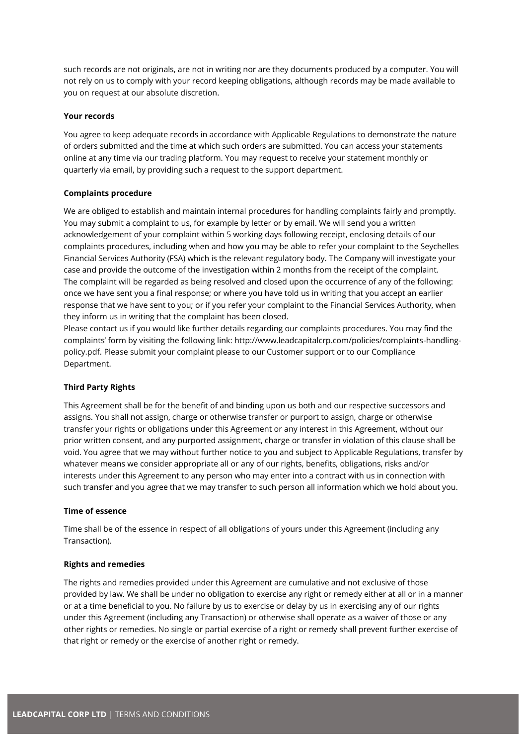such records are not originals, are not in writing nor are they documents produced by a computer. You will not rely on us to comply with your record keeping obligations, although records may be made available to you on request at our absolute discretion.

**Your records**

You agree to keep adequate records in accordance with Applicable Regulations to demonstrate the nature of orders submitted and the time at which such orders are submitted. You can access your statements online at any time via our trading platform. You may request to receive your statement monthly or quarterly via email, by providing such a request to the support department.

**Complaints procedure**

We are obliged to establish and maintain internal procedures for handling complaints fairly and promptly. You may submit a complaint to us, for example by letter or by email. We will send you a written acknowledgement of your complaint within 5 working days following receipt, enclosing details of our complaints procedures, including when and how you may be able to refer your complaint to the Seychelles Financial Services Authority (FSA) which is the relevant regulatory body. The Company will investigate your case and provide the outcome of the investigation within 2 months from the receipt of the complaint. The complaint will be regarded as being resolved and closed upon the occurrence of any of the following: once we have sent you a final response; or where you have told us in writing that you accept an earlier response that we have sent to you; or if you refer your complaint to the Financial Services Authority, when they inform us in writing that the complaint has been closed.
Please contact us if you would like further details regarding our complaints procedures. You may find the complaints' form by visiting the following link: http://www.leadcapitalcrp.com/policies/complaints-handling-policy.pdf. Please submit your complaint please to our Customer support or to our Compliance Department.

**Third Party Rights**

This Agreement shall be for the benefit of and binding upon us both and our respective successors and assigns. You shall not assign, charge or otherwise transfer or purport to assign, charge or otherwise transfer your rights or obligations under this Agreement or any interest in this Agreement, without our prior written consent, and any purported assignment, charge or transfer in violation of this clause shall be void. You agree that we may without further notice to you and subject to Applicable Regulations, transfer by whatever means we consider appropriate all or any of our rights, benefits, obligations, risks and/or interests under this Agreement to any person who may enter into a contract with us in connection with such transfer and you agree that we may transfer to such person all information which we hold about you.

**Time of essence**

Time shall be of the essence in respect of all obligations of yours under this Agreement (including any Transaction).

**Rights and remedies**

The rights and remedies provided under this Agreement are cumulative and not exclusive of those provided by law. We shall be under no obligation to exercise any right or remedy either at all or in a manner or at a time beneficial to you. No failure by us to exercise or delay by us in exercising any of our rights under this Agreement (including any Transaction) or otherwise shall operate as a waiver of those or any other rights or remedies. No single or partial exercise of a right or remedy shall prevent further exercise of that right or remedy or the exercise of another right or remedy.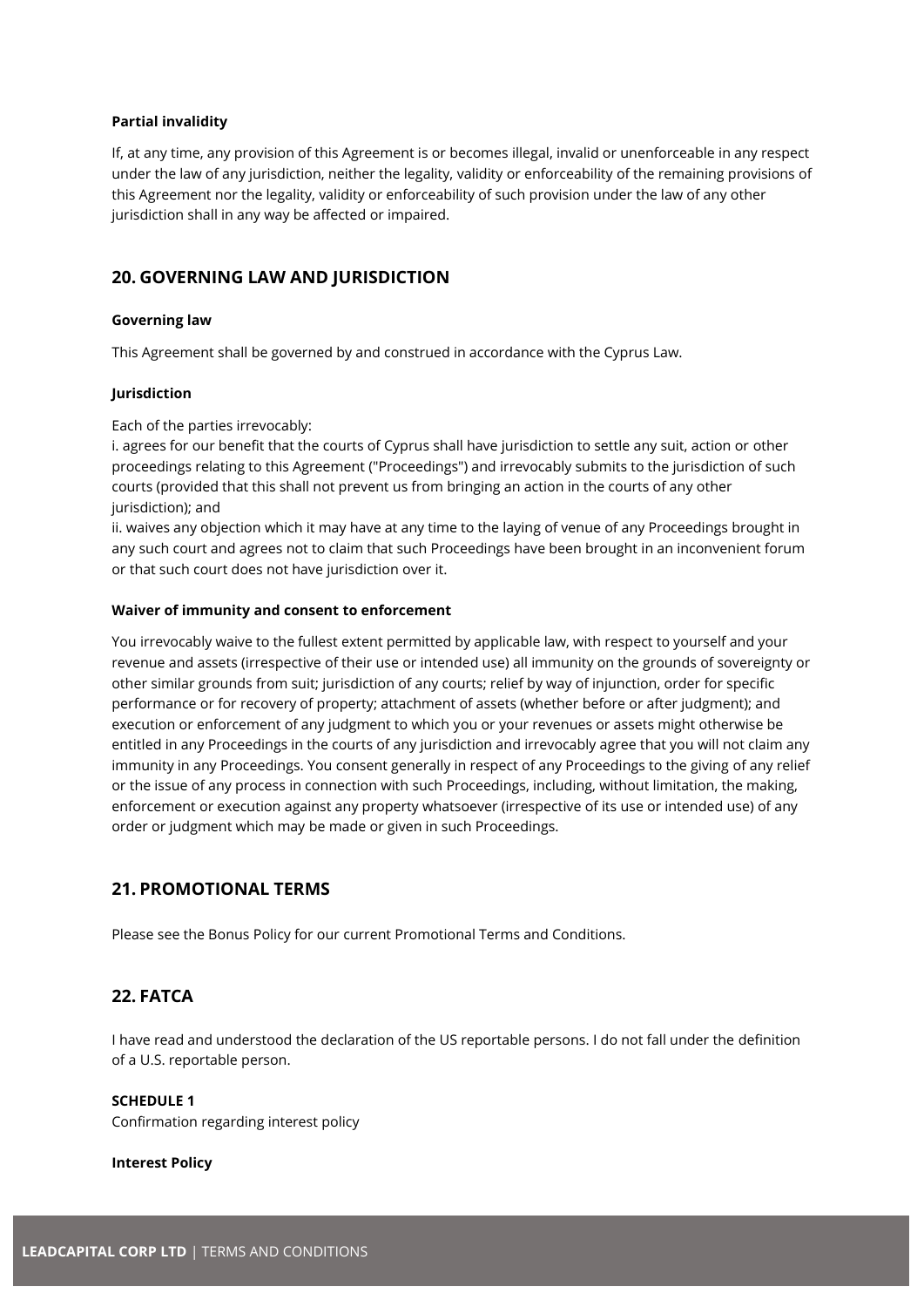**Partial invalidity**

If, at any time, any provision of this Agreement is or becomes illegal, invalid or unenforceable in any respect under the law of any jurisdiction, neither the legality, validity or enforceability of the remaining provisions of this Agreement nor the legality, validity or enforceability of such provision under the law of any other jurisdiction shall in any way be affected or impaired.

## 20. GOVERNING LAW AND JURISDICTION

**Governing law**

This Agreement shall be governed by and construed in accordance with the Cyprus Law.

**Jurisdiction**

Each of the parties irrevocably:
i. agrees for our benefit that the courts of Cyprus shall have jurisdiction to settle any suit, action or other proceedings relating to this Agreement ("Proceedings") and irrevocably submits to the jurisdiction of such courts (provided that this shall not prevent us from bringing an action in the courts of any other jurisdiction); and
ii. waives any objection which it may have at any time to the laying of venue of any Proceedings brought in any such court and agrees not to claim that such Proceedings have been brought in an inconvenient forum or that such court does not have jurisdiction over it.

**Waiver of immunity and consent to enforcement**

You irrevocably waive to the fullest extent permitted by applicable law, with respect to yourself and your revenue and assets (irrespective of their use or intended use) all immunity on the grounds of sovereignty or other similar grounds from suit; jurisdiction of any courts; relief by way of injunction, order for specific performance or for recovery of property; attachment of assets (whether before or after judgment); and execution or enforcement of any judgment to which you or your revenues or assets might otherwise be entitled in any Proceedings in the courts of any jurisdiction and irrevocably agree that you will not claim any immunity in any Proceedings. You consent generally in respect of any Proceedings to the giving of any relief or the issue of any process in connection with such Proceedings, including, without limitation, the making, enforcement or execution against any property whatsoever (irrespective of its use or intended use) of any order or judgment which may be made or given in such Proceedings.

## 21. PROMOTIONAL TERMS

Please see the Bonus Policy for our current Promotional Terms and Conditions.

## 22. FATCA

I have read and understood the declaration of the US reportable persons. I do not fall under the definition of a U.S. reportable person.

**SCHEDULE 1**
Confirmation regarding interest policy

**Interest Policy**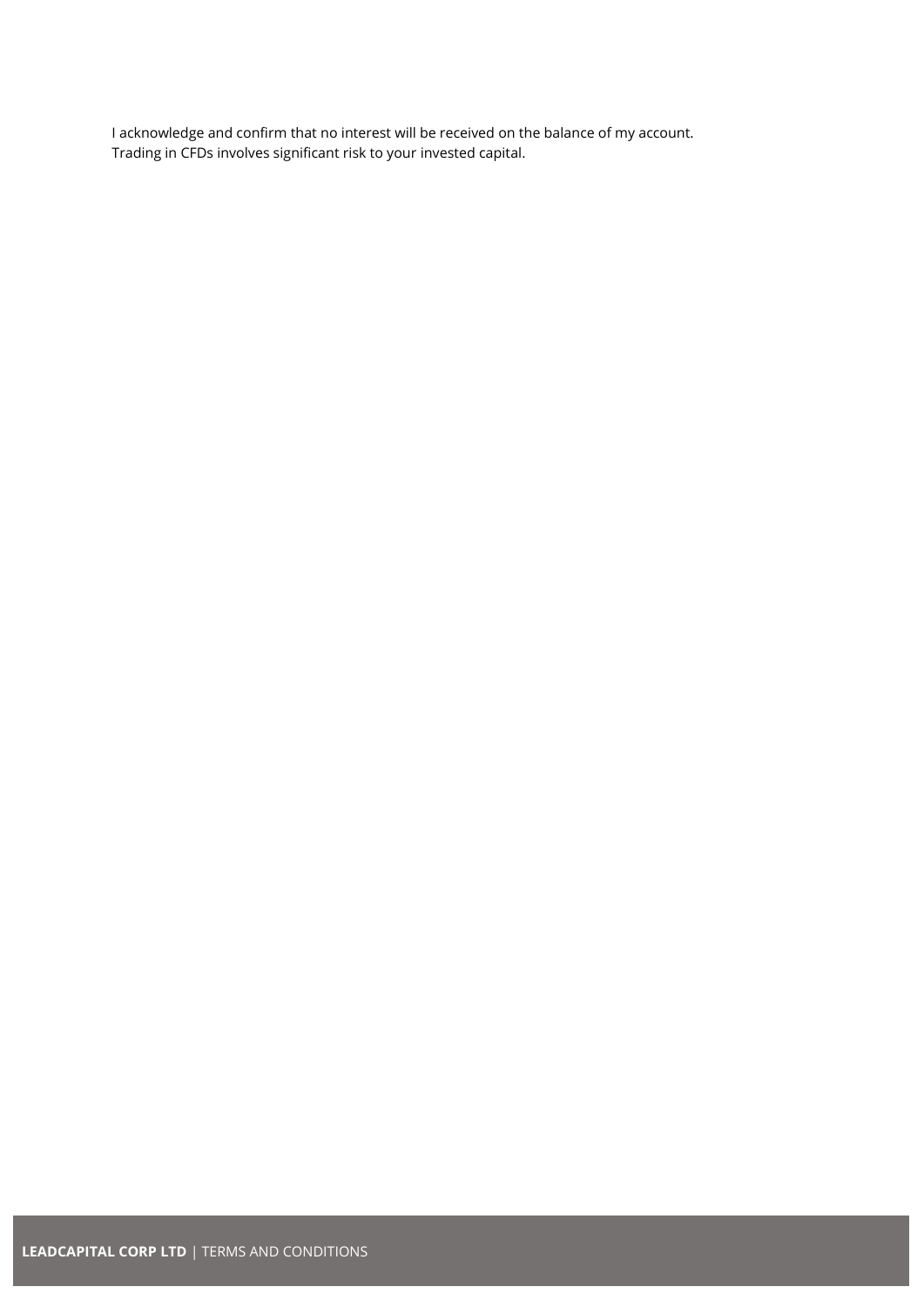I acknowledge and confirm that no interest will be received on the balance of my account.
Trading in CFDs involves significant risk to your invested capital.